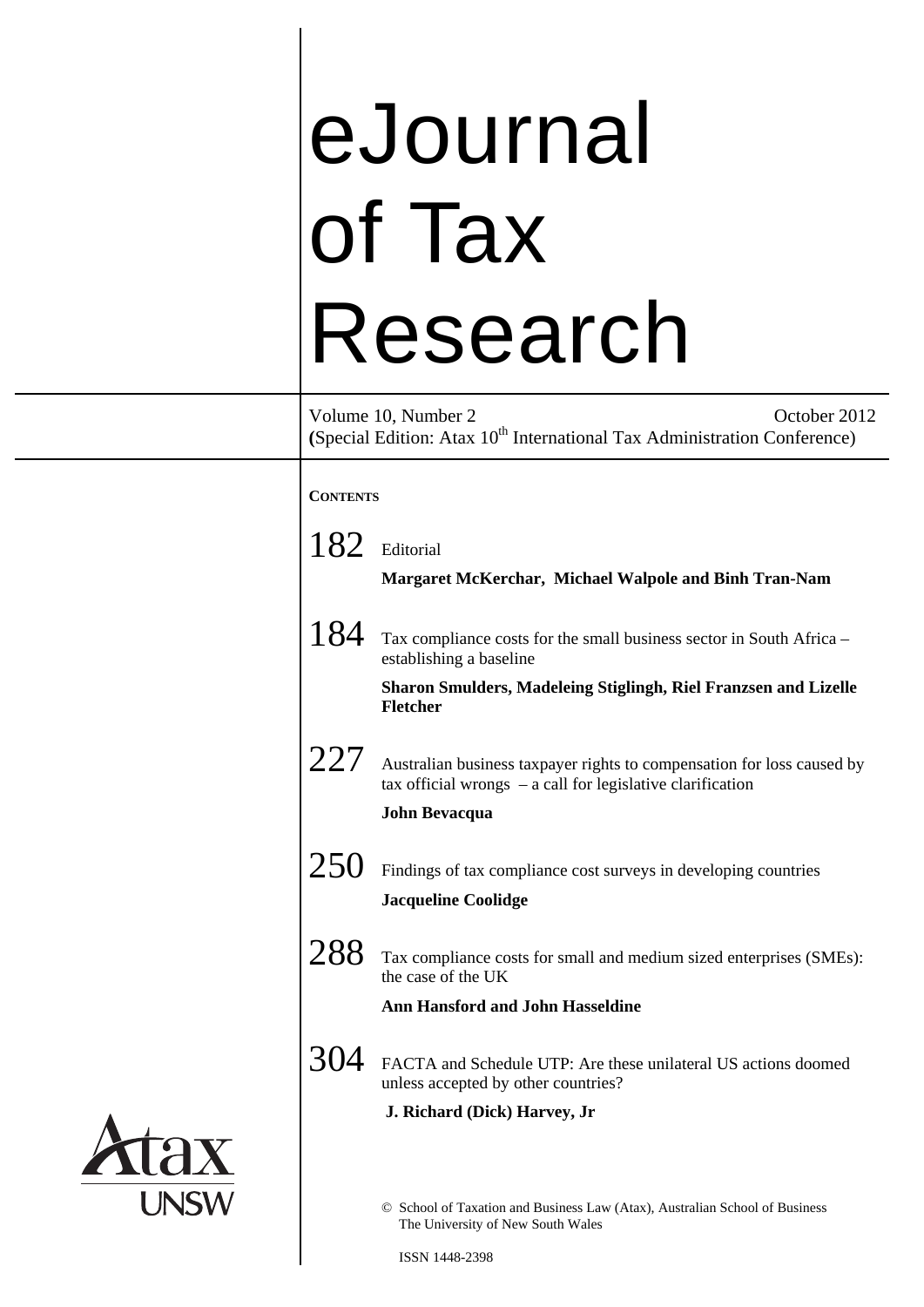# eJournal of Tax Research

Volume 10, Number 2 October 2012

(Special Edition: Atax 10th International Tax Administration Conference)

**CONTENTS**

182 Editorial

**Margaret McKerchar, Michael Walpole and Binh Tran-Nam**

184 Tax compliance costs for the small business sector in South Africa – establishing a baseline

**Sharon Smulders, Madeleing Stiglingh, Riel Franzsen and Lizelle Fletcher**

227 Australian business taxpayer rights to compensation for loss caused by tax official wrongs – a call for legislative clarification

**John Bevacqua**

250 Findings of tax compliance cost surveys in developing countries

**Jacqueline Coolidge**

288 Tax compliance costs for small and medium sized enterprises (SMEs): the case of the UK

**Ann Hansford and John Hasseldine**

304 FACTA and Schedule UTP: Are these unilateral US actions doomed unless accepted by other countries?

**J. Richard (Dick) Harvey, Jr**

Atax UNSW

© School of Taxation and Business Law (Atax), Australian School of Business The University of New South Wales

ISSN 1448-2398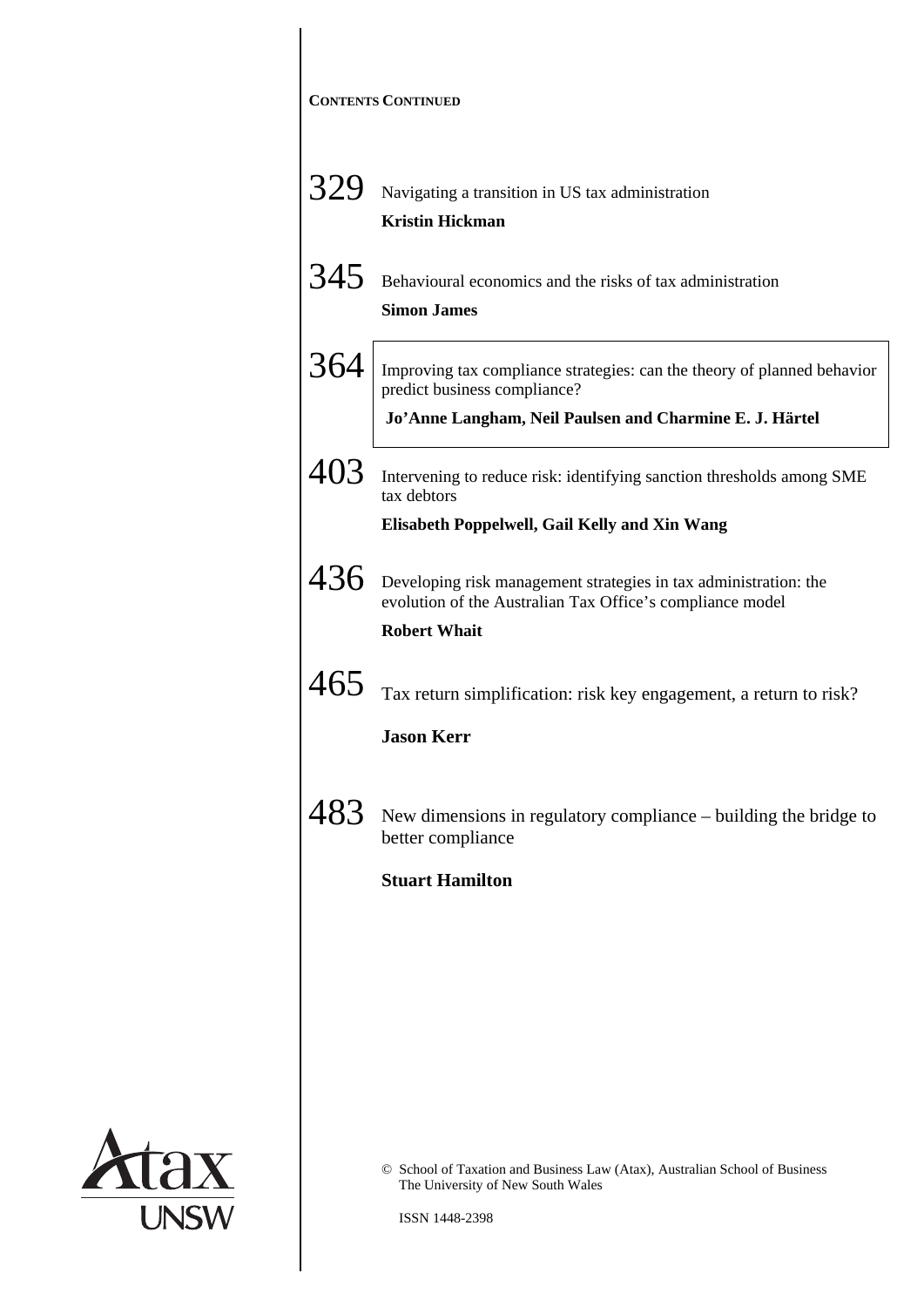**CONTENTS CONTINUED**

329 Navigating a transition in US tax administration

**Kristin Hickman**

345 Behavioural economics and the risks of tax administration

**Simon James**

364 Improving tax compliance strategies: can the theory of planned behavior predict business compliance?

**Jo'Anne Langham, Neil Paulsen and Charmine E. J. Härtel**

403 Intervening to reduce risk: identifying sanction thresholds among SME tax debtors

**Elisabeth Poppelwell, Gail Kelly and Xin Wang**

436 Developing risk management strategies in tax administration: the evolution of the Australian Tax Office's compliance model

**Robert Whait**

465 Tax return simplification: risk key engagement, a return to risk?

**Jason Kerr**

483 New dimensions in regulatory compliance – building the bridge to better compliance

**Stuart Hamilton**

© School of Taxation and Business Law (Atax), Australian School of Business
The University of New South Wales

ISSN 1448-2398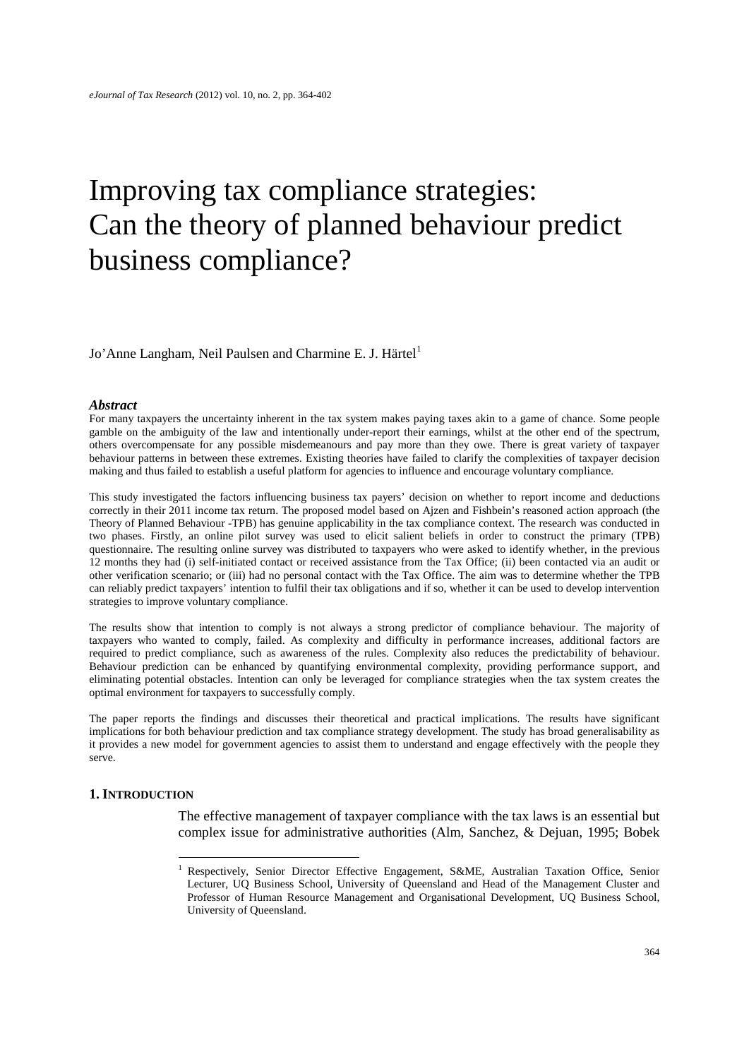# Improving tax compliance strategies: Can the theory of planned behaviour predict business compliance?

Jo'Anne Langham, Neil Paulsen and Charmine E. J. Härtel[1]

### *Abstract*

For many taxpayers the uncertainty inherent in the tax system makes paying taxes akin to a game of chance. Some people gamble on the ambiguity of the law and intentionally under-report their earnings, whilst at the other end of the spectrum, others overcompensate for any possible misdemeanours and pay more than they owe. There is great variety of taxpayer behaviour patterns in between these extremes. Existing theories have failed to clarify the complexities of taxpayer decision making and thus failed to establish a useful platform for agencies to influence and encourage voluntary compliance.

This study investigated the factors influencing business tax payers' decision on whether to report income and deductions correctly in their 2011 income tax return. The proposed model based on Ajzen and Fishbein's reasoned action approach (the Theory of Planned Behaviour -TPB) has genuine applicability in the tax compliance context. The research was conducted in two phases. Firstly, an online pilot survey was used to elicit salient beliefs in order to construct the primary (TPB) questionnaire. The resulting online survey was distributed to taxpayers who were asked to identify whether, in the previous 12 months they had (i) self-initiated contact or received assistance from the Tax Office; (ii) been contacted via an audit or other verification scenario; or (iii) had no personal contact with the Tax Office. The aim was to determine whether the TPB can reliably predict taxpayers' intention to fulfil their tax obligations and if so, whether it can be used to develop intervention strategies to improve voluntary compliance.

The results show that intention to comply is not always a strong predictor of compliance behaviour. The majority of taxpayers who wanted to comply, failed. As complexity and difficulty in performance increases, additional factors are required to predict compliance, such as awareness of the rules. Complexity also reduces the predictability of behaviour. Behaviour prediction can be enhanced by quantifying environmental complexity, providing performance support, and eliminating potential obstacles. Intention can only be leveraged for compliance strategies when the tax system creates the optimal environment for taxpayers to successfully comply.

The paper reports the findings and discusses their theoretical and practical implications. The results have significant implications for both behaviour prediction and tax compliance strategy development. The study has broad generalisability as it provides a new model for government agencies to assist them to understand and engage effectively with the people they serve.

## 1. Introduction

The effective management of taxpayer compliance with the tax laws is an essential but complex issue for administrative authorities (Alm, Sanchez, & Dejuan, 1995; Bobek

[1] Respectively, Senior Director Effective Engagement, S&ME, Australian Taxation Office, Senior Lecturer, UQ Business School, University of Queensland and Head of the Management Cluster and Professor of Human Resource Management and Organisational Development, UQ Business School, University of Queensland.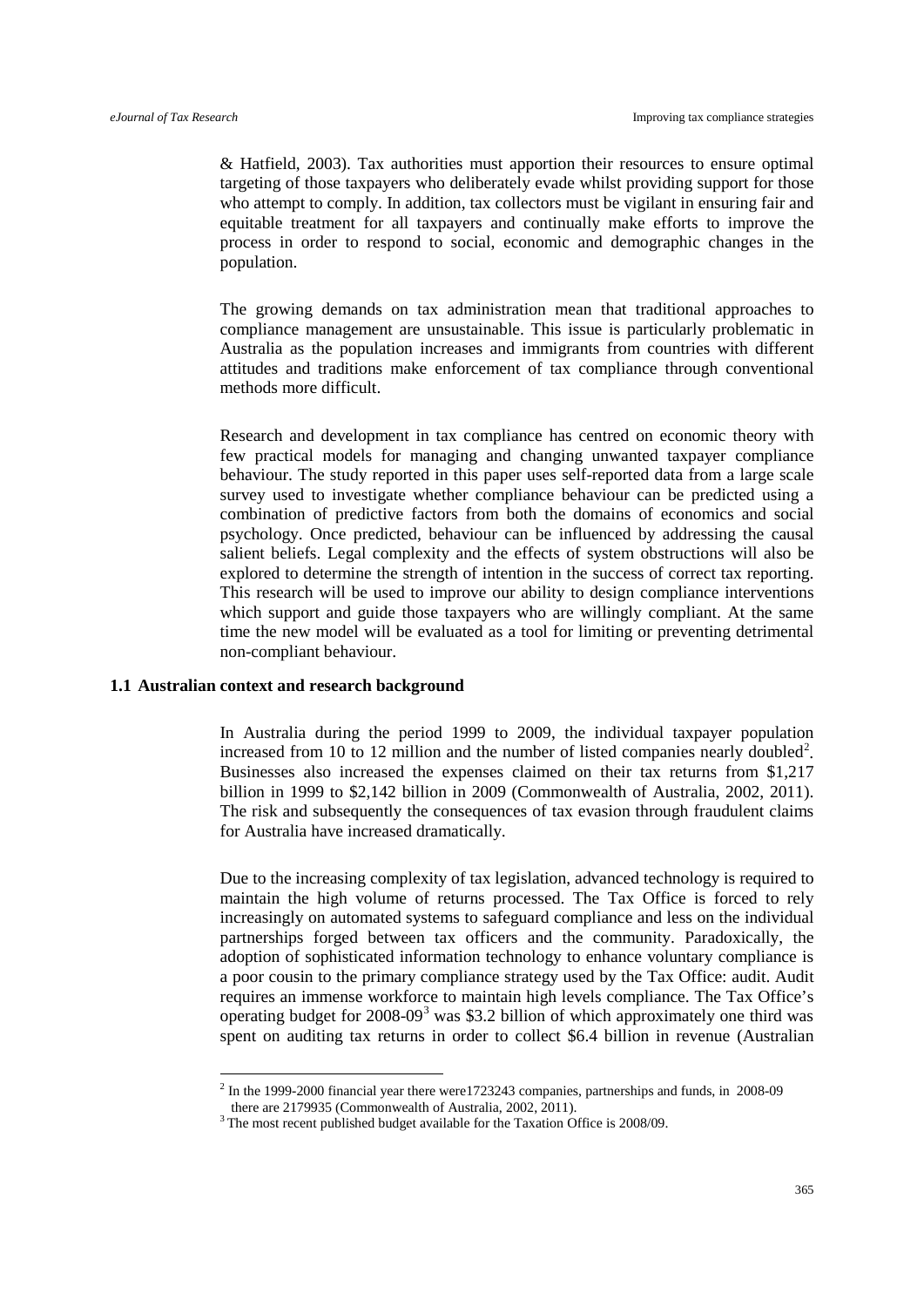& Hatfield, 2003). Tax authorities must apportion their resources to ensure optimal targeting of those taxpayers who deliberately evade whilst providing support for those who attempt to comply. In addition, tax collectors must be vigilant in ensuring fair and equitable treatment for all taxpayers and continually make efforts to improve the process in order to respond to social, economic and demographic changes in the population.

The growing demands on tax administration mean that traditional approaches to compliance management are unsustainable. This issue is particularly problematic in Australia as the population increases and immigrants from countries with different attitudes and traditions make enforcement of tax compliance through conventional methods more difficult.

Research and development in tax compliance has centred on economic theory with few practical models for managing and changing unwanted taxpayer compliance behaviour. The study reported in this paper uses self-reported data from a large scale survey used to investigate whether compliance behaviour can be predicted using a combination of predictive factors from both the domains of economics and social psychology. Once predicted, behaviour can be influenced by addressing the causal salient beliefs. Legal complexity and the effects of system obstructions will also be explored to determine the strength of intention in the success of correct tax reporting. This research will be used to improve our ability to design compliance interventions which support and guide those taxpayers who are willingly compliant. At the same time the new model will be evaluated as a tool for limiting or preventing detrimental non-compliant behaviour.

### 1.1 Australian context and research background

In Australia during the period 1999 to 2009, the individual taxpayer population increased from 10 to 12 million and the number of listed companies nearly doubled[2]. Businesses also increased the expenses claimed on their tax returns from $1,217 billion in 1999 to $2,142 billion in 2009 (Commonwealth of Australia, 2002, 2011). The risk and subsequently the consequences of tax evasion through fraudulent claims for Australia have increased dramatically.

Due to the increasing complexity of tax legislation, advanced technology is required to maintain the high volume of returns processed. The Tax Office is forced to rely increasingly on automated systems to safeguard compliance and less on the individual partnerships forged between tax officers and the community. Paradoxically, the adoption of sophisticated information technology to enhance voluntary compliance is a poor cousin to the primary compliance strategy used by the Tax Office: audit. Audit requires an immense workforce to maintain high levels compliance. The Tax Office's operating budget for 2008-09[3] was $3.2 billion of which approximately one third was spent on auditing tax returns in order to collect $6.4 billion in revenue (Australian

---

[2] In the 1999-2000 financial year there were1723243 companies, partnerships and funds, in 2008-09 there are 2179935 (Commonwealth of Australia, 2002, 2011).

[3] The most recent published budget available for the Taxation Office is 2008/09.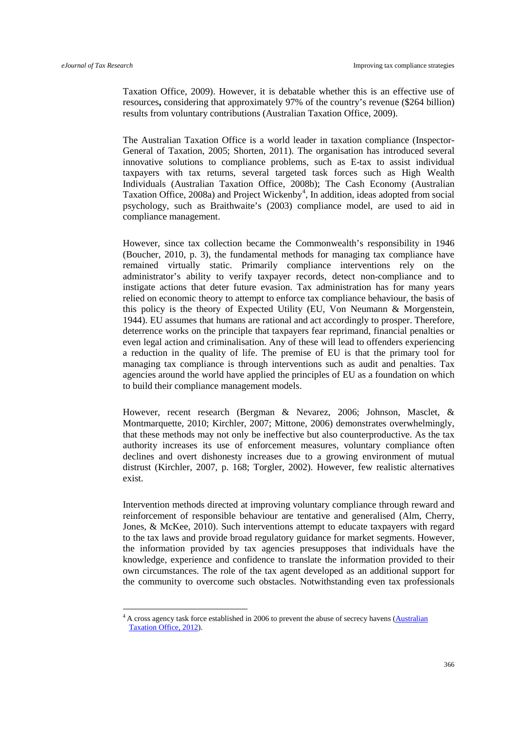Taxation Office, 2009). However, it is debatable whether this is an effective use of resources**,** considering that approximately 97% of the country's revenue ($264 billion) results from voluntary contributions (Australian Taxation Office, 2009).

The Australian Taxation Office is a world leader in taxation compliance (Inspector-General of Taxation, 2005; Shorten, 2011). The organisation has introduced several innovative solutions to compliance problems, such as E-tax to assist individual taxpayers with tax returns, several targeted task forces such as High Wealth Individuals (Australian Taxation Office, 2008b); The Cash Economy (Australian Taxation Office, 2008a) and Project Wickenby[4], In addition, ideas adopted from social psychology, such as Braithwaite's (2003) compliance model, are used to aid in compliance management.

However, since tax collection became the Commonwealth's responsibility in 1946 (Boucher, 2010, p. 3), the fundamental methods for managing tax compliance have remained virtually static. Primarily compliance interventions rely on the administrator's ability to verify taxpayer records, detect non-compliance and to instigate actions that deter future evasion. Tax administration has for many years relied on economic theory to attempt to enforce tax compliance behaviour, the basis of this policy is the theory of Expected Utility (EU, Von Neumann & Morgenstein, 1944). EU assumes that humans are rational and act accordingly to prosper. Therefore, deterrence works on the principle that taxpayers fear reprimand, financial penalties or even legal action and criminalisation. Any of these will lead to offenders experiencing a reduction in the quality of life. The premise of EU is that the primary tool for managing tax compliance is through interventions such as audit and penalties. Tax agencies around the world have applied the principles of EU as a foundation on which to build their compliance management models.

However, recent research (Bergman & Nevarez, 2006; Johnson, Masclet, & Montmarquette, 2010; Kirchler, 2007; Mittone, 2006) demonstrates overwhelmingly, that these methods may not only be ineffective but also counterproductive. As the tax authority increases its use of enforcement measures, voluntary compliance often declines and overt dishonesty increases due to a growing environment of mutual distrust (Kirchler, 2007, p. 168; Torgler, 2002). However, few realistic alternatives exist.

Intervention methods directed at improving voluntary compliance through reward and reinforcement of responsible behaviour are tentative and generalised (Alm, Cherry, Jones, & McKee, 2010). Such interventions attempt to educate taxpayers with regard to the tax laws and provide broad regulatory guidance for market segments. However, the information provided by tax agencies presupposes that individuals have the knowledge, experience and confidence to translate the information provided to their own circumstances. The role of the tax agent developed as an additional support for the community to overcome such obstacles. Notwithstanding even tax professionals

[4] A cross agency task force established in 2006 to prevent the abuse of secrecy havens (Australian Taxation Office, 2012).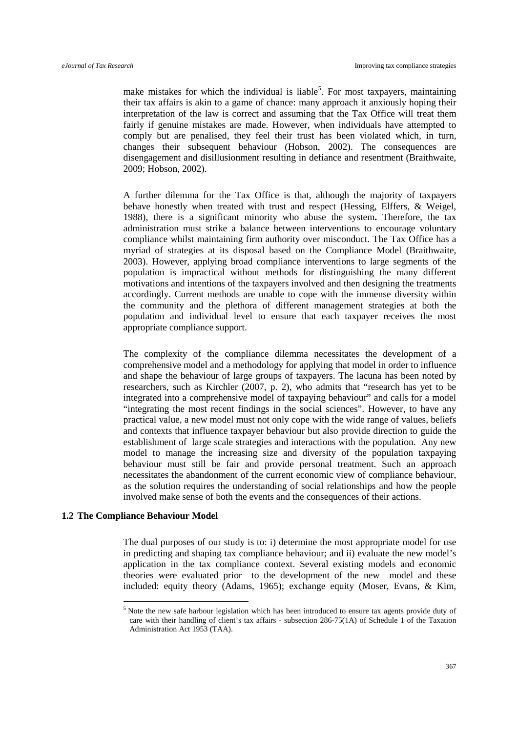make mistakes for which the individual is liable[5]. For most taxpayers, maintaining their tax affairs is akin to a game of chance: many approach it anxiously hoping their interpretation of the law is correct and assuming that the Tax Office will treat them fairly if genuine mistakes are made. However, when individuals have attempted to comply but are penalised, they feel their trust has been violated which, in turn, changes their subsequent behaviour (Hobson, 2002). The consequences are disengagement and disillusionment resulting in defiance and resentment (Braithwaite, 2009; Hobson, 2002).

A further dilemma for the Tax Office is that, although the majority of taxpayers behave honestly when treated with trust and respect (Hessing, Elffers, & Weigel, 1988), there is a significant minority who abuse the system**.** Therefore, the tax administration must strike a balance between interventions to encourage voluntary compliance whilst maintaining firm authority over misconduct. The Tax Office has a myriad of strategies at its disposal based on the Compliance Model (Braithwaite, 2003). However, applying broad compliance interventions to large segments of the population is impractical without methods for distinguishing the many different motivations and intentions of the taxpayers involved and then designing the treatments accordingly. Current methods are unable to cope with the immense diversity within the community and the plethora of different management strategies at both the population and individual level to ensure that each taxpayer receives the most appropriate compliance support.

The complexity of the compliance dilemma necessitates the development of a comprehensive model and a methodology for applying that model in order to influence and shape the behaviour of large groups of taxpayers. The lacuna has been noted by researchers, such as Kirchler (2007, p. 2), who admits that "research has yet to be integrated into a comprehensive model of taxpaying behaviour" and calls for a model "integrating the most recent findings in the social sciences". However, to have any practical value, a new model must not only cope with the wide range of values, beliefs and contexts that influence taxpayer behaviour but also provide direction to guide the establishment of large scale strategies and interactions with the population. Any new model to manage the increasing size and diversity of the population taxpaying behaviour must still be fair and provide personal treatment. Such an approach necessitates the abandonment of the current economic view of compliance behaviour, as the solution requires the understanding of social relationships and how the people involved make sense of both the events and the consequences of their actions.

### 1.2 The Compliance Behaviour Model

The dual purposes of our study is to: i) determine the most appropriate model for use in predicting and shaping tax compliance behaviour; and ii) evaluate the new model's application in the tax compliance context. Several existing models and economic theories were evaluated prior to the development of the new model and these included: equity theory (Adams, 1965); exchange equity (Moser, Evans, & Kim,

[5] Note the new safe harbour legislation which has been introduced to ensure tax agents provide duty of care with their handling of client's tax affairs - subsection 286-75(1A) of Schedule 1 of the Taxation Administration Act 1953 (TAA).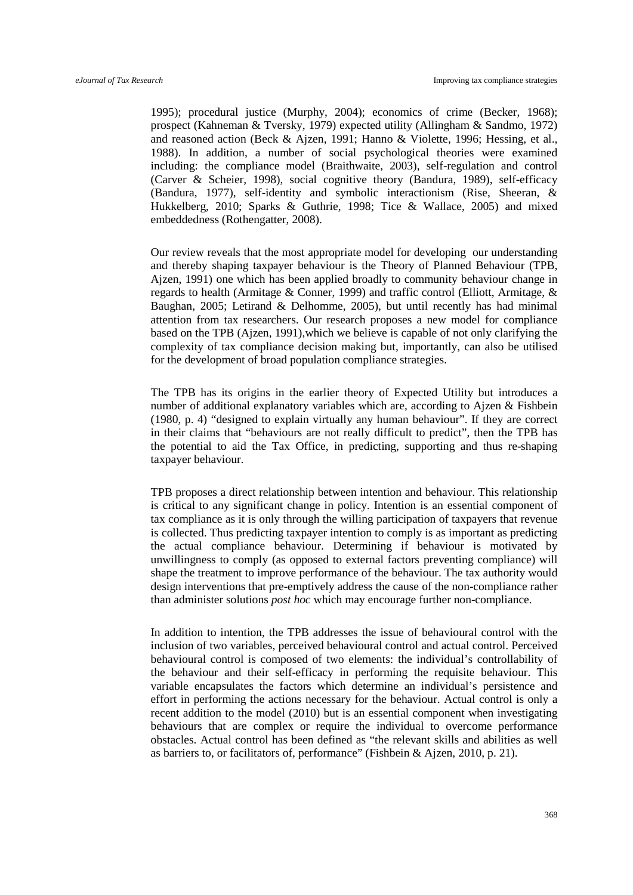1995); procedural justice (Murphy, 2004); economics of crime (Becker, 1968); prospect (Kahneman & Tversky, 1979) expected utility (Allingham & Sandmo, 1972) and reasoned action (Beck & Ajzen, 1991; Hanno & Violette, 1996; Hessing, et al., 1988). In addition, a number of social psychological theories were examined including: the compliance model (Braithwaite, 2003), self-regulation and control (Carver & Scheier, 1998), social cognitive theory (Bandura, 1989), self-efficacy (Bandura, 1977), self-identity and symbolic interactionism (Rise, Sheeran, & Hukkelberg, 2010; Sparks & Guthrie, 1998; Tice & Wallace, 2005) and mixed embeddedness (Rothengatter, 2008).

Our review reveals that the most appropriate model for developing our understanding and thereby shaping taxpayer behaviour is the Theory of Planned Behaviour (TPB, Ajzen, 1991) one which has been applied broadly to community behaviour change in regards to health (Armitage & Conner, 1999) and traffic control (Elliott, Armitage, & Baughan, 2005; Letirand & Delhomme, 2005), but until recently has had minimal attention from tax researchers. Our research proposes a new model for compliance based on the TPB (Ajzen, 1991),which we believe is capable of not only clarifying the complexity of tax compliance decision making but, importantly, can also be utilised for the development of broad population compliance strategies.

The TPB has its origins in the earlier theory of Expected Utility but introduces a number of additional explanatory variables which are, according to Ajzen & Fishbein (1980, p. 4) "designed to explain virtually any human behaviour". If they are correct in their claims that "behaviours are not really difficult to predict", then the TPB has the potential to aid the Tax Office, in predicting, supporting and thus re-shaping taxpayer behaviour.

TPB proposes a direct relationship between intention and behaviour. This relationship is critical to any significant change in policy. Intention is an essential component of tax compliance as it is only through the willing participation of taxpayers that revenue is collected. Thus predicting taxpayer intention to comply is as important as predicting the actual compliance behaviour. Determining if behaviour is motivated by unwillingness to comply (as opposed to external factors preventing compliance) will shape the treatment to improve performance of the behaviour. The tax authority would design interventions that pre-emptively address the cause of the non-compliance rather than administer solutions *post hoc* which may encourage further non-compliance.

In addition to intention, the TPB addresses the issue of behavioural control with the inclusion of two variables, perceived behavioural control and actual control. Perceived behavioural control is composed of two elements: the individual's controllability of the behaviour and their self-efficacy in performing the requisite behaviour. This variable encapsulates the factors which determine an individual's persistence and effort in performing the actions necessary for the behaviour. Actual control is only a recent addition to the model (2010) but is an essential component when investigating behaviours that are complex or require the individual to overcome performance obstacles. Actual control has been defined as "the relevant skills and abilities as well as barriers to, or facilitators of, performance" (Fishbein & Ajzen, 2010, p. 21).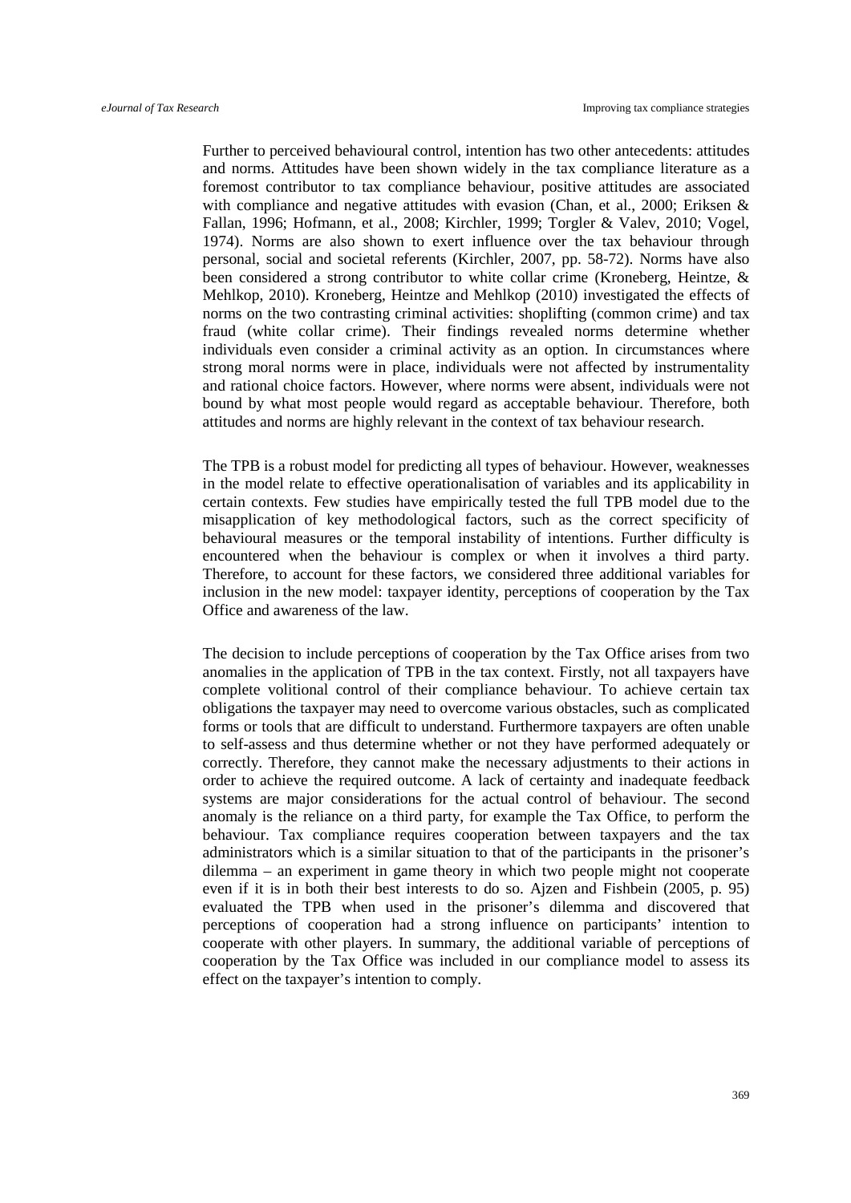Further to perceived behavioural control, intention has two other antecedents: attitudes and norms. Attitudes have been shown widely in the tax compliance literature as a foremost contributor to tax compliance behaviour, positive attitudes are associated with compliance and negative attitudes with evasion (Chan, et al., 2000; Eriksen & Fallan, 1996; Hofmann, et al., 2008; Kirchler, 1999; Torgler & Valev, 2010; Vogel, 1974). Norms are also shown to exert influence over the tax behaviour through personal, social and societal referents (Kirchler, 2007, pp. 58-72). Norms have also been considered a strong contributor to white collar crime (Kroneberg, Heintze, & Mehlkop, 2010). Kroneberg, Heintze and Mehlkop (2010) investigated the effects of norms on the two contrasting criminal activities: shoplifting (common crime) and tax fraud (white collar crime). Their findings revealed norms determine whether individuals even consider a criminal activity as an option. In circumstances where strong moral norms were in place, individuals were not affected by instrumentality and rational choice factors. However, where norms were absent, individuals were not bound by what most people would regard as acceptable behaviour. Therefore, both attitudes and norms are highly relevant in the context of tax behaviour research.

The TPB is a robust model for predicting all types of behaviour. However, weaknesses in the model relate to effective operationalisation of variables and its applicability in certain contexts. Few studies have empirically tested the full TPB model due to the misapplication of key methodological factors, such as the correct specificity of behavioural measures or the temporal instability of intentions. Further difficulty is encountered when the behaviour is complex or when it involves a third party. Therefore, to account for these factors, we considered three additional variables for inclusion in the new model: taxpayer identity, perceptions of cooperation by the Tax Office and awareness of the law.

The decision to include perceptions of cooperation by the Tax Office arises from two anomalies in the application of TPB in the tax context. Firstly, not all taxpayers have complete volitional control of their compliance behaviour. To achieve certain tax obligations the taxpayer may need to overcome various obstacles, such as complicated forms or tools that are difficult to understand. Furthermore taxpayers are often unable to self-assess and thus determine whether or not they have performed adequately or correctly. Therefore, they cannot make the necessary adjustments to their actions in order to achieve the required outcome. A lack of certainty and inadequate feedback systems are major considerations for the actual control of behaviour. The second anomaly is the reliance on a third party, for example the Tax Office, to perform the behaviour. Tax compliance requires cooperation between taxpayers and the tax administrators which is a similar situation to that of the participants in the prisoner's dilemma – an experiment in game theory in which two people might not cooperate even if it is in both their best interests to do so. Ajzen and Fishbein (2005, p. 95) evaluated the TPB when used in the prisoner's dilemma and discovered that perceptions of cooperation had a strong influence on participants' intention to cooperate with other players. In summary, the additional variable of perceptions of cooperation by the Tax Office was included in our compliance model to assess its effect on the taxpayer's intention to comply.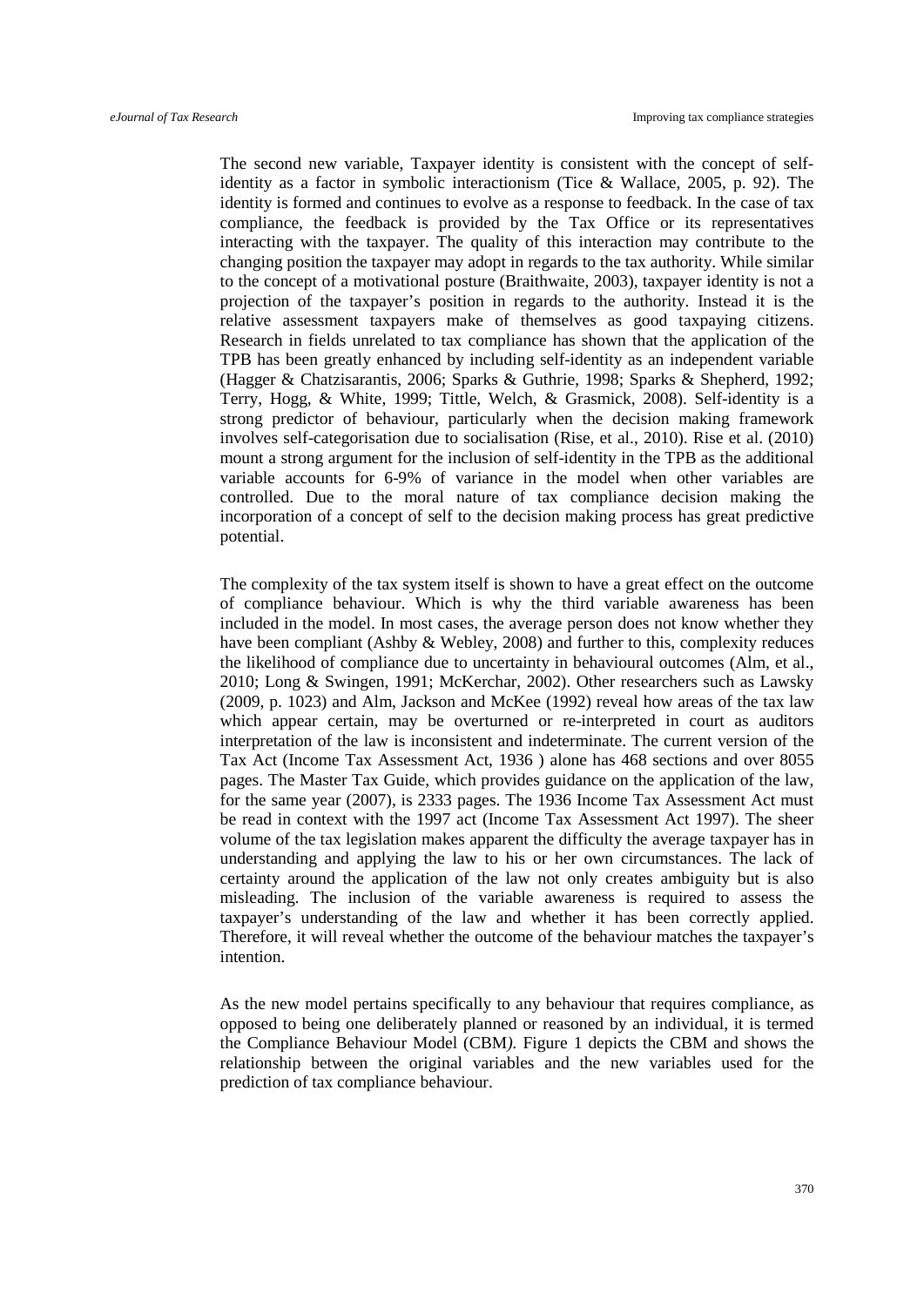The second new variable, Taxpayer identity is consistent with the concept of self-identity as a factor in symbolic interactionism (Tice & Wallace, 2005, p. 92). The identity is formed and continues to evolve as a response to feedback. In the case of tax compliance, the feedback is provided by the Tax Office or its representatives interacting with the taxpayer. The quality of this interaction may contribute to the changing position the taxpayer may adopt in regards to the tax authority. While similar to the concept of a motivational posture (Braithwaite, 2003), taxpayer identity is not a projection of the taxpayer's position in regards to the authority. Instead it is the relative assessment taxpayers make of themselves as good taxpaying citizens. Research in fields unrelated to tax compliance has shown that the application of the TPB has been greatly enhanced by including self-identity as an independent variable (Hagger & Chatzisarantis, 2006; Sparks & Guthrie, 1998; Sparks & Shepherd, 1992; Terry, Hogg, & White, 1999; Tittle, Welch, & Grasmick, 2008). Self-identity is a strong predictor of behaviour, particularly when the decision making framework involves self-categorisation due to socialisation (Rise, et al., 2010). Rise et al. (2010) mount a strong argument for the inclusion of self-identity in the TPB as the additional variable accounts for 6-9% of variance in the model when other variables are controlled. Due to the moral nature of tax compliance decision making the incorporation of a concept of self to the decision making process has great predictive potential.

The complexity of the tax system itself is shown to have a great effect on the outcome of compliance behaviour. Which is why the third variable awareness has been included in the model. In most cases, the average person does not know whether they have been compliant (Ashby & Webley, 2008) and further to this, complexity reduces the likelihood of compliance due to uncertainty in behavioural outcomes (Alm, et al., 2010; Long & Swingen, 1991; McKerchar, 2002). Other researchers such as Lawsky (2009, p. 1023) and Alm, Jackson and McKee (1992) reveal how areas of the tax law which appear certain, may be overturned or re-interpreted in court as auditors interpretation of the law is inconsistent and indeterminate. The current version of the Tax Act (Income Tax Assessment Act, 1936 ) alone has 468 sections and over 8055 pages. The Master Tax Guide, which provides guidance on the application of the law, for the same year (2007), is 2333 pages. The 1936 Income Tax Assessment Act must be read in context with the 1997 act (Income Tax Assessment Act 1997). The sheer volume of the tax legislation makes apparent the difficulty the average taxpayer has in understanding and applying the law to his or her own circumstances. The lack of certainty around the application of the law not only creates ambiguity but is also misleading. The inclusion of the variable awareness is required to assess the taxpayer's understanding of the law and whether it has been correctly applied. Therefore, it will reveal whether the outcome of the behaviour matches the taxpayer's intention.

As the new model pertains specifically to any behaviour that requires compliance, as opposed to being one deliberately planned or reasoned by an individual, it is termed the Compliance Behaviour Model (CBM*).* Figure 1 depicts the CBM and shows the relationship between the original variables and the new variables used for the prediction of tax compliance behaviour.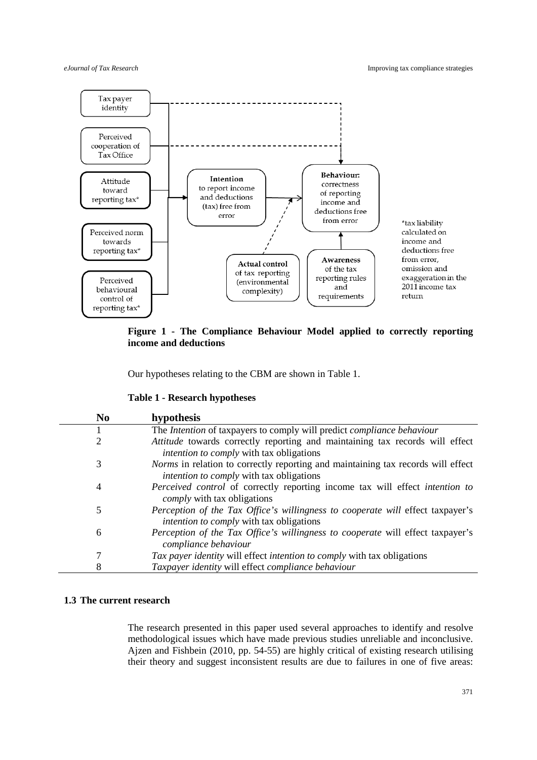**Figure 1 - The Compliance Behaviour Model applied to correctly reporting income and deductions**

Our hypotheses relating to the CBM are shown in Table 1.

**Table 1 - Research hypotheses**

| No | hypothesis |
|---|---|
| 1 | The *Intention* of taxpayers to comply will predict *compliance behaviour* |
| 2 | *Attitude* towards correctly reporting and maintaining tax records will effect *intention to comply* with tax obligations |
| 3 | *Norms* in relation to correctly reporting and maintaining tax records will effect *intention to comply* with tax obligations |
| 4 | *Perceived control* of correctly reporting income tax will effect *intention to comply* with tax obligations |
| 5 | *Perception of the Tax Office's willingness to cooperate will* effect taxpayer's *intention to comply* with tax obligations |
| 6 | *Perception of the Tax Office's willingness to cooperate* will effect taxpayer's *compliance behaviour* |
| 7 | *Tax payer identity* will effect *intention to comply* with tax obligations |
| 8 | *Taxpayer identity* will effect *compliance behaviour* |

### 1.3 The current research

The research presented in this paper used several approaches to identify and resolve methodological issues which have made previous studies unreliable and inconclusive. Ajzen and Fishbein (2010, pp. 54-55) are highly critical of existing research utilising their theory and suggest inconsistent results are due to failures in one of five areas: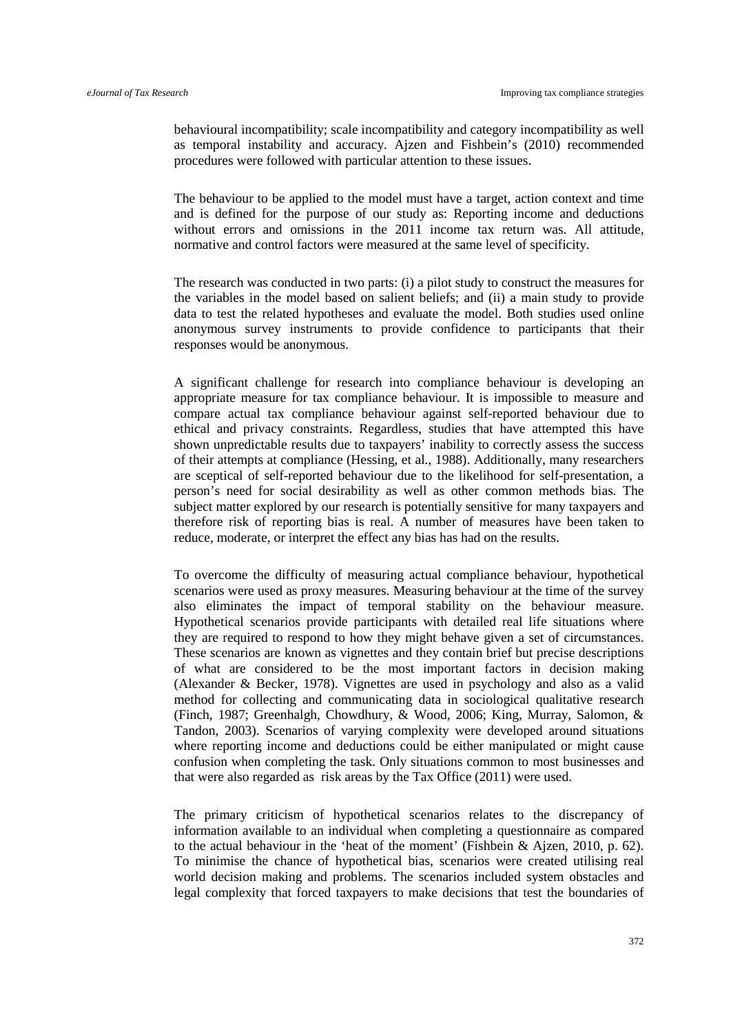behavioural incompatibility; scale incompatibility and category incompatibility as well as temporal instability and accuracy. Ajzen and Fishbein's (2010) recommended procedures were followed with particular attention to these issues.

The behaviour to be applied to the model must have a target, action context and time and is defined for the purpose of our study as: Reporting income and deductions without errors and omissions in the 2011 income tax return was. All attitude, normative and control factors were measured at the same level of specificity.

The research was conducted in two parts: (i) a pilot study to construct the measures for the variables in the model based on salient beliefs; and (ii) a main study to provide data to test the related hypotheses and evaluate the model. Both studies used online anonymous survey instruments to provide confidence to participants that their responses would be anonymous.

A significant challenge for research into compliance behaviour is developing an appropriate measure for tax compliance behaviour. It is impossible to measure and compare actual tax compliance behaviour against self-reported behaviour due to ethical and privacy constraints. Regardless, studies that have attempted this have shown unpredictable results due to taxpayers' inability to correctly assess the success of their attempts at compliance (Hessing, et al., 1988). Additionally, many researchers are sceptical of self-reported behaviour due to the likelihood for self-presentation, a person's need for social desirability as well as other common methods bias. The subject matter explored by our research is potentially sensitive for many taxpayers and therefore risk of reporting bias is real. A number of measures have been taken to reduce, moderate, or interpret the effect any bias has had on the results.

To overcome the difficulty of measuring actual compliance behaviour, hypothetical scenarios were used as proxy measures. Measuring behaviour at the time of the survey also eliminates the impact of temporal stability on the behaviour measure. Hypothetical scenarios provide participants with detailed real life situations where they are required to respond to how they might behave given a set of circumstances. These scenarios are known as vignettes and they contain brief but precise descriptions of what are considered to be the most important factors in decision making (Alexander & Becker, 1978). Vignettes are used in psychology and also as a valid method for collecting and communicating data in sociological qualitative research (Finch, 1987; Greenhalgh, Chowdhury, & Wood, 2006; King, Murray, Salomon, & Tandon, 2003). Scenarios of varying complexity were developed around situations where reporting income and deductions could be either manipulated or might cause confusion when completing the task. Only situations common to most businesses and that were also regarded as risk areas by the Tax Office (2011) were used.

The primary criticism of hypothetical scenarios relates to the discrepancy of information available to an individual when completing a questionnaire as compared to the actual behaviour in the 'heat of the moment' (Fishbein & Ajzen, 2010, p. 62). To minimise the chance of hypothetical bias, scenarios were created utilising real world decision making and problems. The scenarios included system obstacles and legal complexity that forced taxpayers to make decisions that test the boundaries of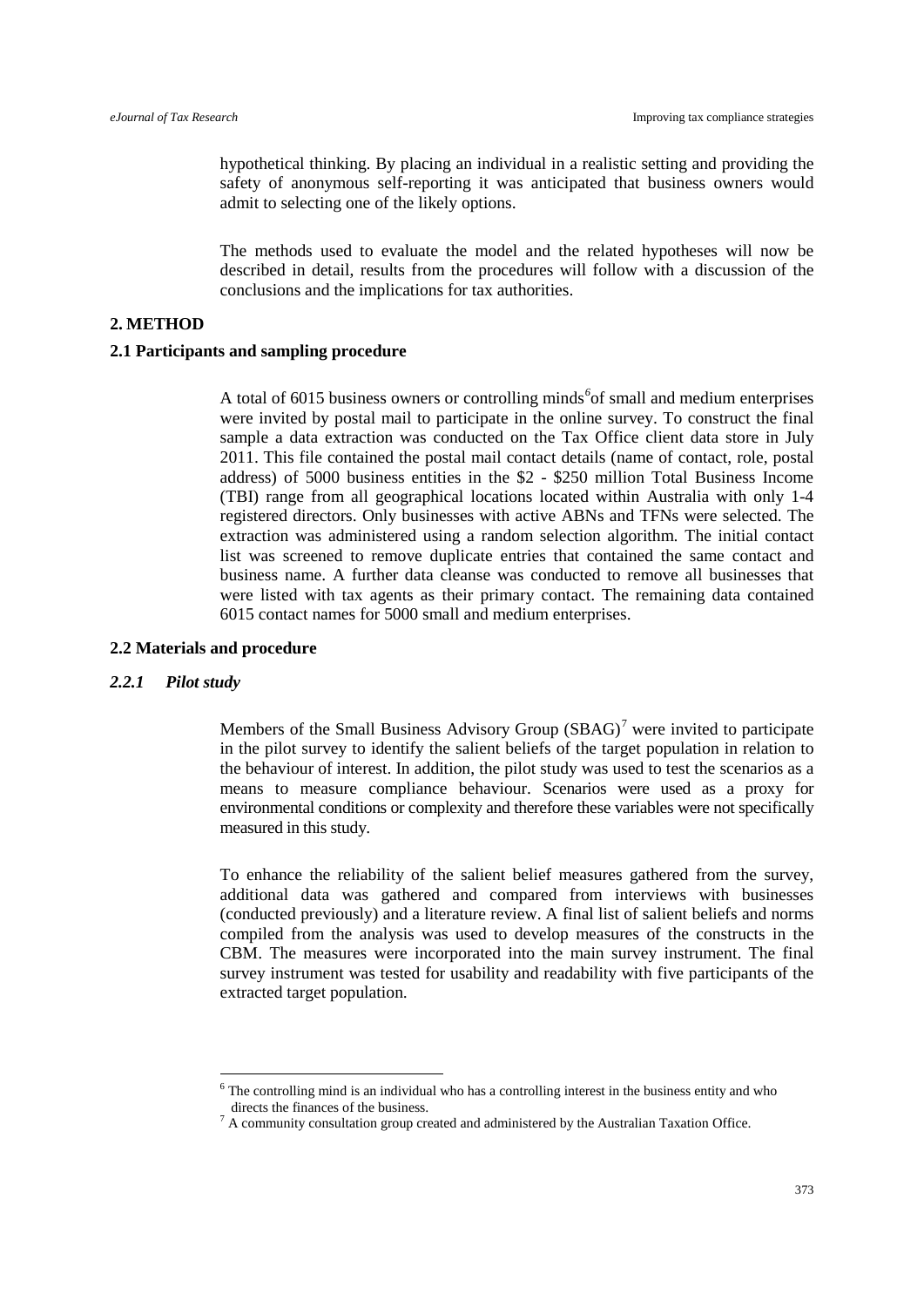hypothetical thinking. By placing an individual in a realistic setting and providing the safety of anonymous self-reporting it was anticipated that business owners would admit to selecting one of the likely options.

The methods used to evaluate the model and the related hypotheses will now be described in detail, results from the procedures will follow with a discussion of the conclusions and the implications for tax authorities.

## 2. METHOD

### 2.1 Participants and sampling procedure

A total of 6015 business owners or controlling minds[6] of small and medium enterprises were invited by postal mail to participate in the online survey. To construct the final sample a data extraction was conducted on the Tax Office client data store in July 2011. This file contained the postal mail contact details (name of contact, role, postal address) of 5000 business entities in the $2 - $250 million Total Business Income (TBI) range from all geographical locations located within Australia with only 1-4 registered directors. Only businesses with active ABNs and TFNs were selected. The extraction was administered using a random selection algorithm. The initial contact list was screened to remove duplicate entries that contained the same contact and business name. A further data cleanse was conducted to remove all businesses that were listed with tax agents as their primary contact. The remaining data contained 6015 contact names for 5000 small and medium enterprises.

### 2.2 Materials and procedure

#### *2.2.1 Pilot study*

Members of the Small Business Advisory Group (SBAG)[7] were invited to participate in the pilot survey to identify the salient beliefs of the target population in relation to the behaviour of interest. In addition, the pilot study was used to test the scenarios as a means to measure compliance behaviour. Scenarios were used as a proxy for environmental conditions or complexity and therefore these variables were not specifically measured in this study.

To enhance the reliability of the salient belief measures gathered from the survey, additional data was gathered and compared from interviews with businesses (conducted previously) and a literature review. A final list of salient beliefs and norms compiled from the analysis was used to develop measures of the constructs in the CBM. The measures were incorporated into the main survey instrument. The final survey instrument was tested for usability and readability with five participants of the extracted target population.

---

[6] The controlling mind is an individual who has a controlling interest in the business entity and who directs the finances of the business.

[7] A community consultation group created and administered by the Australian Taxation Office.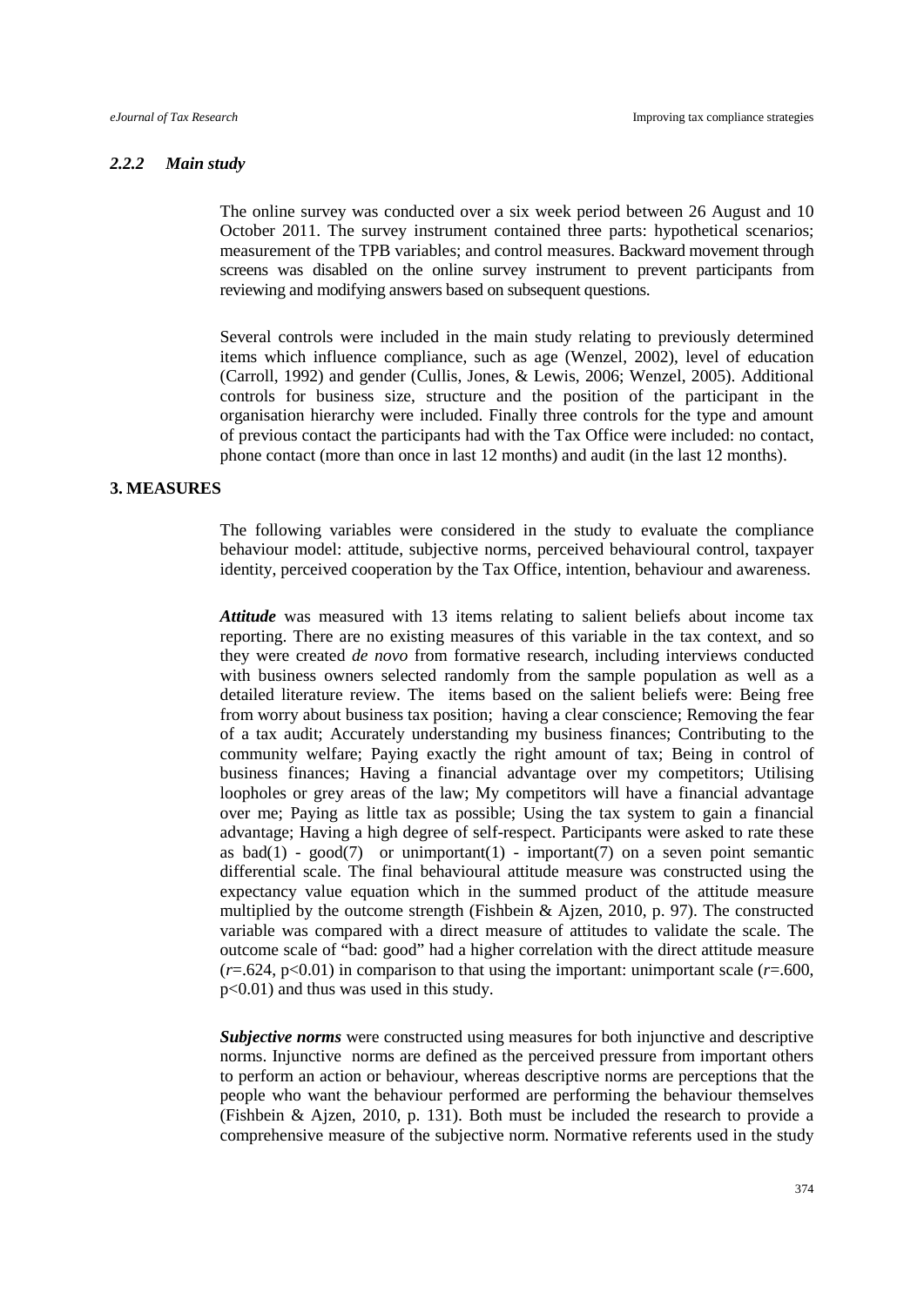### *2.2.2 Main study*

The online survey was conducted over a six week period between 26 August and 10 October 2011. The survey instrument contained three parts: hypothetical scenarios; measurement of the TPB variables; and control measures. Backward movement through screens was disabled on the online survey instrument to prevent participants from reviewing and modifying answers based on subsequent questions.

Several controls were included in the main study relating to previously determined items which influence compliance, such as age (Wenzel, 2002), level of education (Carroll, 1992) and gender (Cullis, Jones, & Lewis, 2006; Wenzel, 2005). Additional controls for business size, structure and the position of the participant in the organisation hierarchy were included. Finally three controls for the type and amount of previous contact the participants had with the Tax Office were included: no contact, phone contact (more than once in last 12 months) and audit (in the last 12 months).

## 3. MEASURES

The following variables were considered in the study to evaluate the compliance behaviour model: attitude, subjective norms, perceived behavioural control, taxpayer identity, perceived cooperation by the Tax Office, intention, behaviour and awareness.

***Attitude*** was measured with 13 items relating to salient beliefs about income tax reporting. There are no existing measures of this variable in the tax context, and so they were created *de novo* from formative research, including interviews conducted with business owners selected randomly from the sample population as well as a detailed literature review. The items based on the salient beliefs were: Being free from worry about business tax position; having a clear conscience; Removing the fear of a tax audit; Accurately understanding my business finances; Contributing to the community welfare; Paying exactly the right amount of tax; Being in control of business finances; Having a financial advantage over my competitors; Utilising loopholes or grey areas of the law; My competitors will have a financial advantage over me; Paying as little tax as possible; Using the tax system to gain a financial advantage; Having a high degree of self-respect. Participants were asked to rate these as bad(1) - good(7) or unimportant(1) - important(7) on a seven point semantic differential scale. The final behavioural attitude measure was constructed using the expectancy value equation which in the summed product of the attitude measure multiplied by the outcome strength (Fishbein & Ajzen, 2010, p. 97). The constructed variable was compared with a direct measure of attitudes to validate the scale. The outcome scale of "bad: good" had a higher correlation with the direct attitude measure ($r$=.624, $p<0.01$) in comparison to that using the important: unimportant scale ($r$=.600, $p<0.01$) and thus was used in this study.

***Subjective norms*** were constructed using measures for both injunctive and descriptive norms. Injunctive norms are defined as the perceived pressure from important others to perform an action or behaviour, whereas descriptive norms are perceptions that the people who want the behaviour performed are performing the behaviour themselves (Fishbein & Ajzen, 2010, p. 131). Both must be included the research to provide a comprehensive measure of the subjective norm. Normative referents used in the study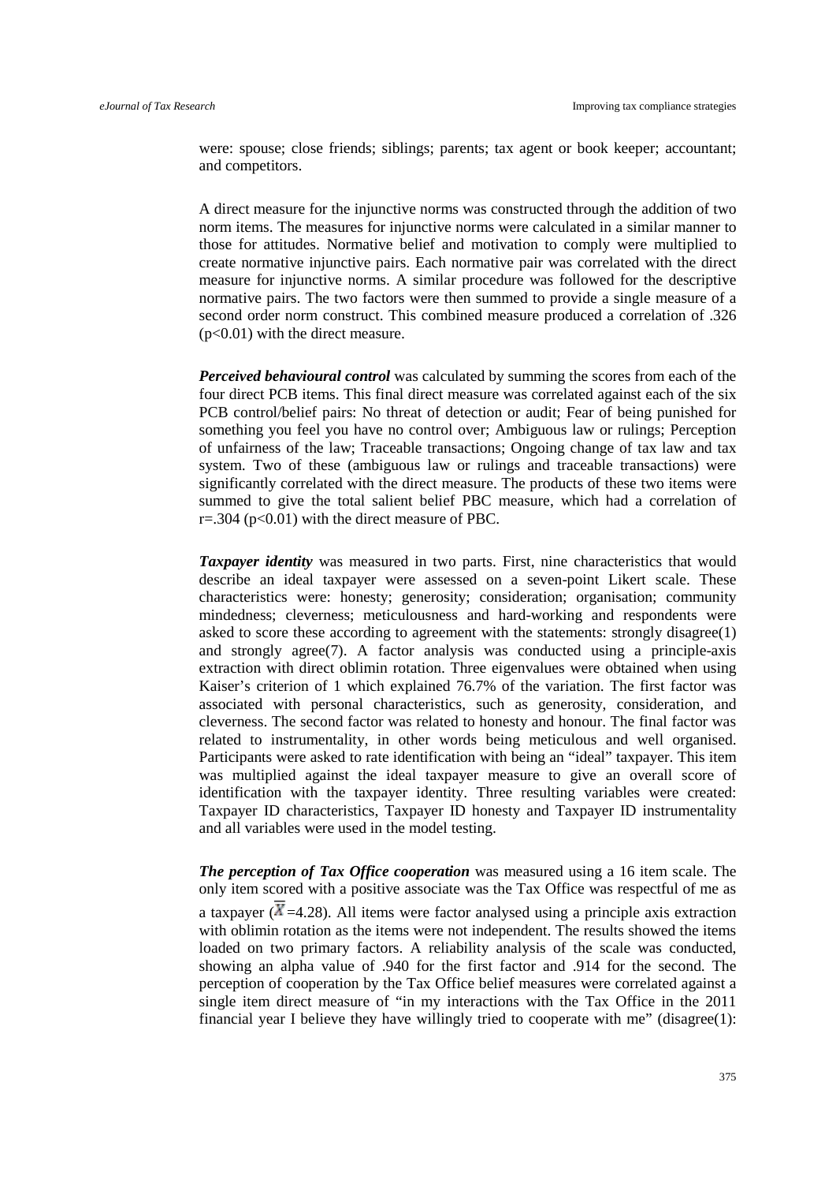were: spouse; close friends; siblings; parents; tax agent or book keeper; accountant; and competitors.

A direct measure for the injunctive norms was constructed through the addition of two norm items. The measures for injunctive norms were calculated in a similar manner to those for attitudes. Normative belief and motivation to comply were multiplied to create normative injunctive pairs. Each normative pair was correlated with the direct measure for injunctive norms. A similar procedure was followed for the descriptive normative pairs. The two factors were then summed to provide a single measure of a second order norm construct. This combined measure produced a correlation of .326 ($p<0.01$) with the direct measure.

***Perceived behavioural control*** was calculated by summing the scores from each of the four direct PCB items. This final direct measure was correlated against each of the six PCB control/belief pairs: No threat of detection or audit; Fear of being punished for something you feel you have no control over; Ambiguous law or rulings; Perception of unfairness of the law; Traceable transactions; Ongoing change of tax law and tax system. Two of these (ambiguous law or rulings and traceable transactions) were significantly correlated with the direct measure. The products of these two items were summed to give the total salient belief PBC measure, which had a correlation of $r=.304$ ($p<0.01$) with the direct measure of PBC.

***Taxpayer identity*** was measured in two parts. First, nine characteristics that would describe an ideal taxpayer were assessed on a seven-point Likert scale. These characteristics were: honesty; generosity; consideration; organisation; community mindedness; cleverness; meticulousness and hard-working and respondents were asked to score these according to agreement with the statements: strongly disagree(1) and strongly agree(7). A factor analysis was conducted using a principle-axis extraction with direct oblimin rotation. Three eigenvalues were obtained when using Kaiser's criterion of 1 which explained 76.7% of the variation. The first factor was associated with personal characteristics, such as generosity, consideration, and cleverness. The second factor was related to honesty and honour. The final factor was related to instrumentality, in other words being meticulous and well organised. Participants were asked to rate identification with being an "ideal" taxpayer. This item was multiplied against the ideal taxpayer measure to give an overall score of identification with the taxpayer identity. Three resulting variables were created: Taxpayer ID characteristics, Taxpayer ID honesty and Taxpayer ID instrumentality and all variables were used in the model testing.

***The perception of Tax Office cooperation*** was measured using a 16 item scale. The only item scored with a positive associate was the Tax Office was respectful of me as a taxpayer ($\overline{X}=4.28$). All items were factor analysed using a principle axis extraction with oblimin rotation as the items were not independent. The results showed the items loaded on two primary factors. A reliability analysis of the scale was conducted, showing an alpha value of .940 for the first factor and .914 for the second. The perception of cooperation by the Tax Office belief measures were correlated against a single item direct measure of "in my interactions with the Tax Office in the 2011 financial year I believe they have willingly tried to cooperate with me" (disagree(1):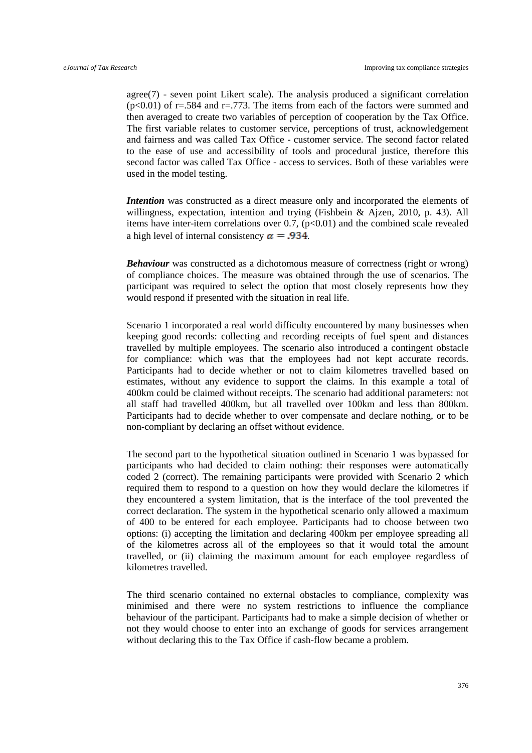agree(7) - seven point Likert scale). The analysis produced a significant correlation ($p<0.01$) of $r=.584$ and $r=.773$. The items from each of the factors were summed and then averaged to create two variables of perception of cooperation by the Tax Office. The first variable relates to customer service, perceptions of trust, acknowledgement and fairness and was called Tax Office - customer service. The second factor related to the ease of use and accessibility of tools and procedural justice, therefore this second factor was called Tax Office - access to services. Both of these variables were used in the model testing.

***Intention*** was constructed as a direct measure only and incorporated the elements of willingness, expectation, intention and trying (Fishbein & Ajzen, 2010, p. 43). All items have inter-item correlations over 0.7, ($p<0.01$) and the combined scale revealed a high level of internal consistency $\alpha = .934$.

***Behaviour*** was constructed as a dichotomous measure of correctness (right or wrong) of compliance choices. The measure was obtained through the use of scenarios. The participant was required to select the option that most closely represents how they would respond if presented with the situation in real life.

Scenario 1 incorporated a real world difficulty encountered by many businesses when keeping good records: collecting and recording receipts of fuel spent and distances travelled by multiple employees. The scenario also introduced a contingent obstacle for compliance: which was that the employees had not kept accurate records. Participants had to decide whether or not to claim kilometres travelled based on estimates, without any evidence to support the claims. In this example a total of 400km could be claimed without receipts. The scenario had additional parameters: not all staff had travelled 400km, but all travelled over 100km and less than 800km. Participants had to decide whether to over compensate and declare nothing, or to be non-compliant by declaring an offset without evidence.

The second part to the hypothetical situation outlined in Scenario 1 was bypassed for participants who had decided to claim nothing: their responses were automatically coded 2 (correct). The remaining participants were provided with Scenario 2 which required them to respond to a question on how they would declare the kilometres if they encountered a system limitation, that is the interface of the tool prevented the correct declaration. The system in the hypothetical scenario only allowed a maximum of 400 to be entered for each employee. Participants had to choose between two options: (i) accepting the limitation and declaring 400km per employee spreading all of the kilometres across all of the employees so that it would total the amount travelled, or (ii) claiming the maximum amount for each employee regardless of kilometres travelled.

The third scenario contained no external obstacles to compliance, complexity was minimised and there were no system restrictions to influence the compliance behaviour of the participant. Participants had to make a simple decision of whether or not they would choose to enter into an exchange of goods for services arrangement without declaring this to the Tax Office if cash-flow became a problem.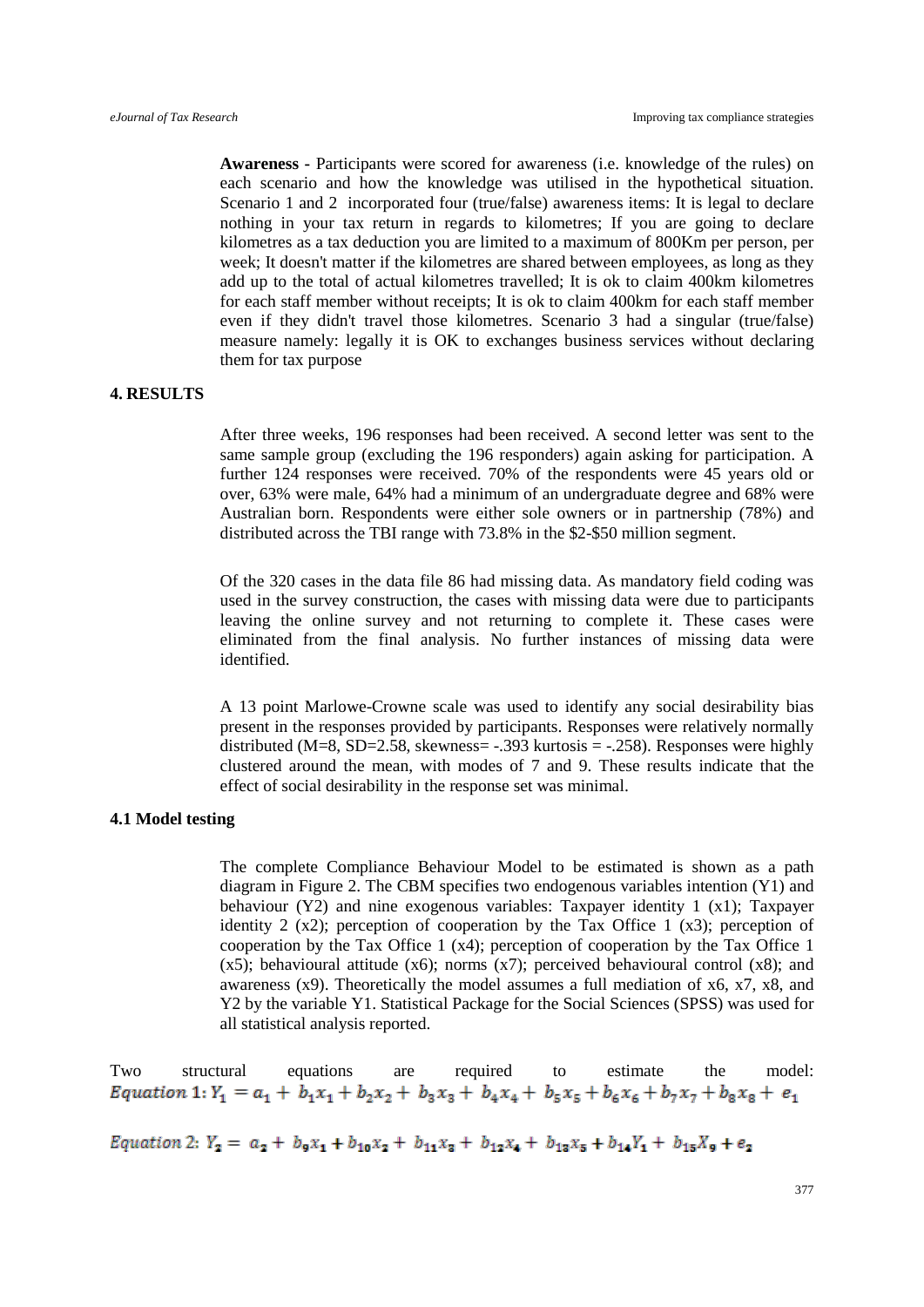**Awareness -** Participants were scored for awareness (i.e. knowledge of the rules) on each scenario and how the knowledge was utilised in the hypothetical situation. Scenario 1 and 2 incorporated four (true/false) awareness items: It is legal to declare nothing in your tax return in regards to kilometres; If you are going to declare kilometres as a tax deduction you are limited to a maximum of 800Km per person, per week; It doesn't matter if the kilometres are shared between employees, as long as they add up to the total of actual kilometres travelled; It is ok to claim 400km kilometres for each staff member without receipts; It is ok to claim 400km for each staff member even if they didn't travel those kilometres. Scenario 3 had a singular (true/false) measure namely: legally it is OK to exchanges business services without declaring them for tax purpose

## 4. RESULTS

After three weeks, 196 responses had been received. A second letter was sent to the same sample group (excluding the 196 responders) again asking for participation. A further 124 responses were received. 70% of the respondents were 45 years old or over, 63% were male, 64% had a minimum of an undergraduate degree and 68% were Australian born. Respondents were either sole owners or in partnership (78%) and distributed across the TBI range with 73.8% in the \$2-\$50 million segment.

Of the 320 cases in the data file 86 had missing data. As mandatory field coding was used in the survey construction, the cases with missing data were due to participants leaving the online survey and not returning to complete it. These cases were eliminated from the final analysis. No further instances of missing data were identified.

A 13 point Marlowe-Crowne scale was used to identify any social desirability bias present in the responses provided by participants. Responses were relatively normally distributed (M=8, SD=2.58, skewness= -.393 kurtosis = -.258). Responses were highly clustered around the mean, with modes of 7 and 9. These results indicate that the effect of social desirability in the response set was minimal.

### 4.1 Model testing

The complete Compliance Behaviour Model to be estimated is shown as a path diagram in Figure 2. The CBM specifies two endogenous variables intention (Y1) and behaviour (Y2) and nine exogenous variables: Taxpayer identity 1 (x1); Taxpayer identity 2 (x2); perception of cooperation by the Tax Office 1 (x3); perception of cooperation by the Tax Office 1 (x4); perception of cooperation by the Tax Office 1 (x5); behavioural attitude (x6); norms (x7); perceived behavioural control (x8); and awareness (x9). Theoretically the model assumes a full mediation of x6, x7, x8, and Y2 by the variable Y1. Statistical Package for the Social Sciences (SPSS) was used for all statistical analysis reported.

Two structural equations are required to estimate the model:

$$Equation\ 1: Y_1 = a_1 + b_1x_1 + b_2x_2 + b_3x_3 + b_4x_4 + b_5x_5 + b_6x_6 + b_7x_7 + b_8x_8 + e_1$$

$$Equation\ 2: Y_2 = a_2 + b_9x_1 + b_{10}x_2 + b_{11}x_3 + b_{12}x_4 + b_{13}x_5 + b_{14}Y_1 + b_{15}X_9 + e_2$$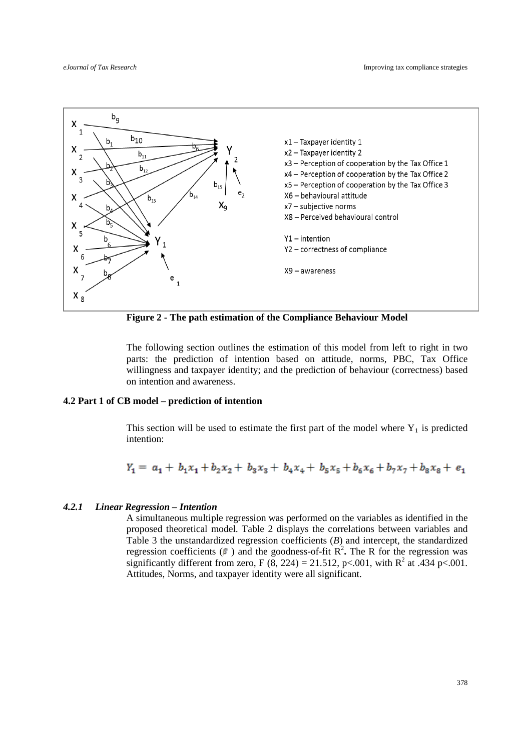x1 – Taxpayer identity 1
x2 – Taxpayer identity 2
x3 – Perception of cooperation by the Tax Office 1
x4 – Perception of cooperation by the Tax Office 2
x5 – Perception of cooperation by the Tax Office 3
X6 – behavioural attitude
x7 – subjective norms
X8 – Perceived behavioural control

Y1 – intention
Y2 – correctness of compliance

X9 – awareness

**Figure 2 - The path estimation of the Compliance Behaviour Model**

The following section outlines the estimation of this model from left to right in two parts: the prediction of intention based on attitude, norms, PBC, Tax Office willingness and taxpayer identity; and the prediction of behaviour (correctness) based on intention and awareness.

### 4.2 Part 1 of CB model – prediction of intention

This section will be used to estimate the first part of the model where $Y_1$ is predicted intention:

$$Y_1 = a_1 + b_1x_1 + b_2x_2 + b_3x_3 + b_4x_4 + b_5x_5 + b_6x_6 + b_7x_7 + b_8x_8 + e_1$$

#### *4.2.1 Linear Regression – Intention*

A simultaneous multiple regression was performed on the variables as identified in the proposed theoretical model. Table 2 displays the correlations between variables and Table 3 the unstandardized regression coefficients (*B*) and intercept, the standardized regression coefficients ($\beta$) and the goodness-of-fit $R^2$**.** The R for the regression was significantly different from zero, $F(8, 224) = 21.512$, $p<.001$, with $R^2$ at .434 $p<.001$. Attitudes, Norms, and taxpayer identity were all significant.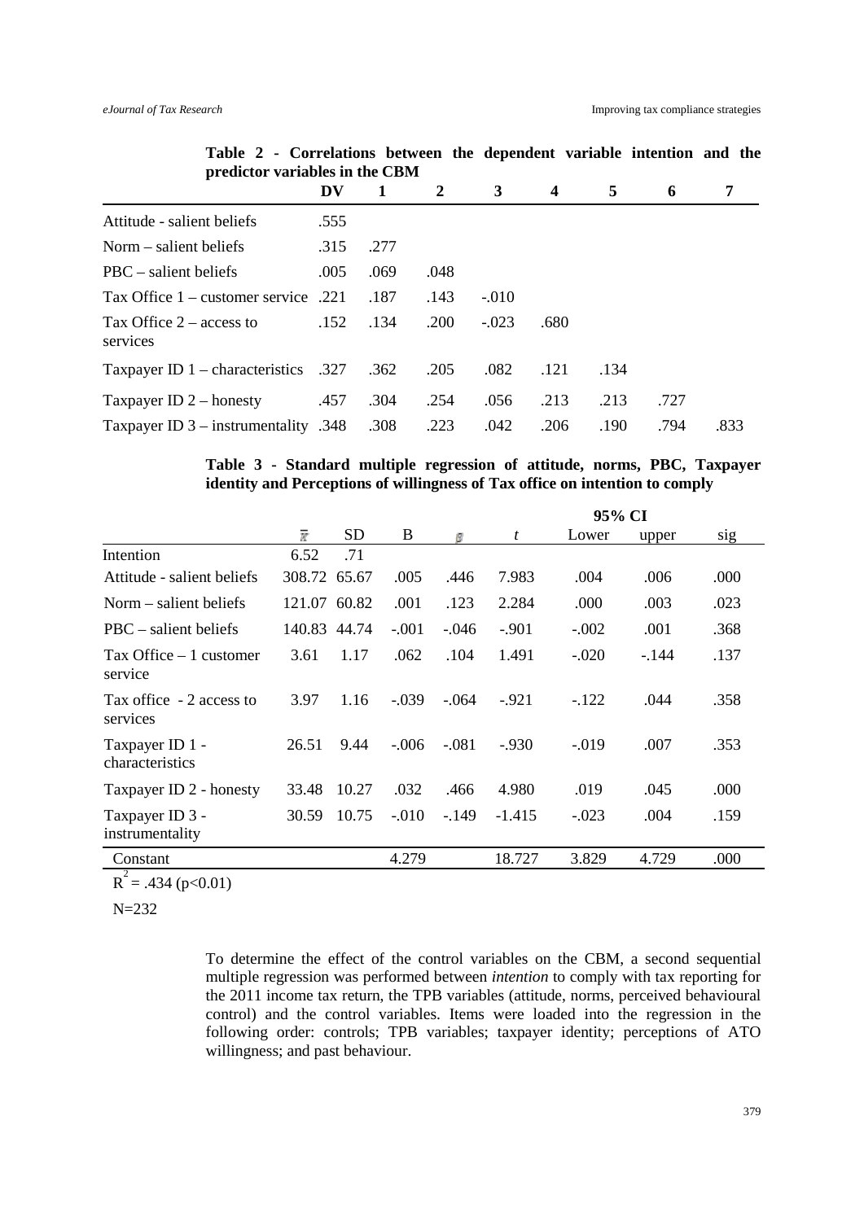**Table 2 - Correlations between the dependent variable intention and the predictor variables in the CBM**

| | DV | 1 | 2 | 3 | 4 | 5 | 6 | 7 |
|---|---|---|---|---|---|---|---|---|
| Attitude - salient beliefs | .555 | | | | | | | |
| Norm – salient beliefs | .315 | .277 | | | | | | |
| PBC – salient beliefs | .005 | .069 | .048 | | | | | |
| Tax Office 1 – customer service | .221 | .187 | .143 | -.010 | | | | |
| Tax Office 2 – access to services | .152 | .134 | .200 | -.023 | .680 | | | |
| Taxpayer ID 1 – characteristics | .327 | .362 | .205 | .082 | .121 | .134 | | |
| Taxpayer ID 2 – honesty | .457 | .304 | .254 | .056 | .213 | .213 | .727 | |
| Taxpayer ID 3 – instrumentality | .348 | .308 | .223 | .042 | .206 | .190 | .794 | .833 |

**Table 3 - Standard multiple regression of attitude, norms, PBC, Taxpayer identity and Perceptions of willingness of Tax office on intention to comply**

| | | | | | | 95% CI | | |
|---|---|---|---|---|---|---|---|---|
| | $\bar{x}$ | SD | B | $\beta$ | $t$ | Lower | upper | sig |
| Intention | 6.52 | .71 | | | | | | |
| Attitude - salient beliefs | 308.72 | 65.67 | .005 | .446 | 7.983 | .004 | .006 | .000 |
| Norm – salient beliefs | 121.07 | 60.82 | .001 | .123 | 2.284 | .000 | .003 | .023 |
| PBC – salient beliefs | 140.83 | 44.74 | -.001 | -.046 | -.901 | -.002 | .001 | .368 |
| Tax Office – 1 customer service | 3.61 | 1.17 | .062 | .104 | 1.491 | -.020 | -.144 | .137 |
| Tax office - 2 access to services | 3.97 | 1.16 | -.039 | -.064 | -.921 | -.122 | .044 | .358 |
| Taxpayer ID 1 - characteristics | 26.51 | 9.44 | -.006 | -.081 | -.930 | -.019 | .007 | .353 |
| Taxpayer ID 2 - honesty | 33.48 | 10.27 | .032 | .466 | 4.980 | .019 | .045 | .000 |
| Taxpayer ID 3 - instrumentality | 30.59 | 10.75 | -.010 | -.149 | -1.415 | -.023 | .004 | .159 |
| Constant | | | 4.279 | | 18.727 | 3.829 | 4.729 | .000 |

$R^2 = .434$ ($p<0.01$)

N=232

To determine the effect of the control variables on the CBM, a second sequential multiple regression was performed between *intention* to comply with tax reporting for the 2011 income tax return, the TPB variables (attitude, norms, perceived behavioural control) and the control variables. Items were loaded into the regression in the following order: controls; TPB variables; taxpayer identity; perceptions of ATO willingness; and past behaviour.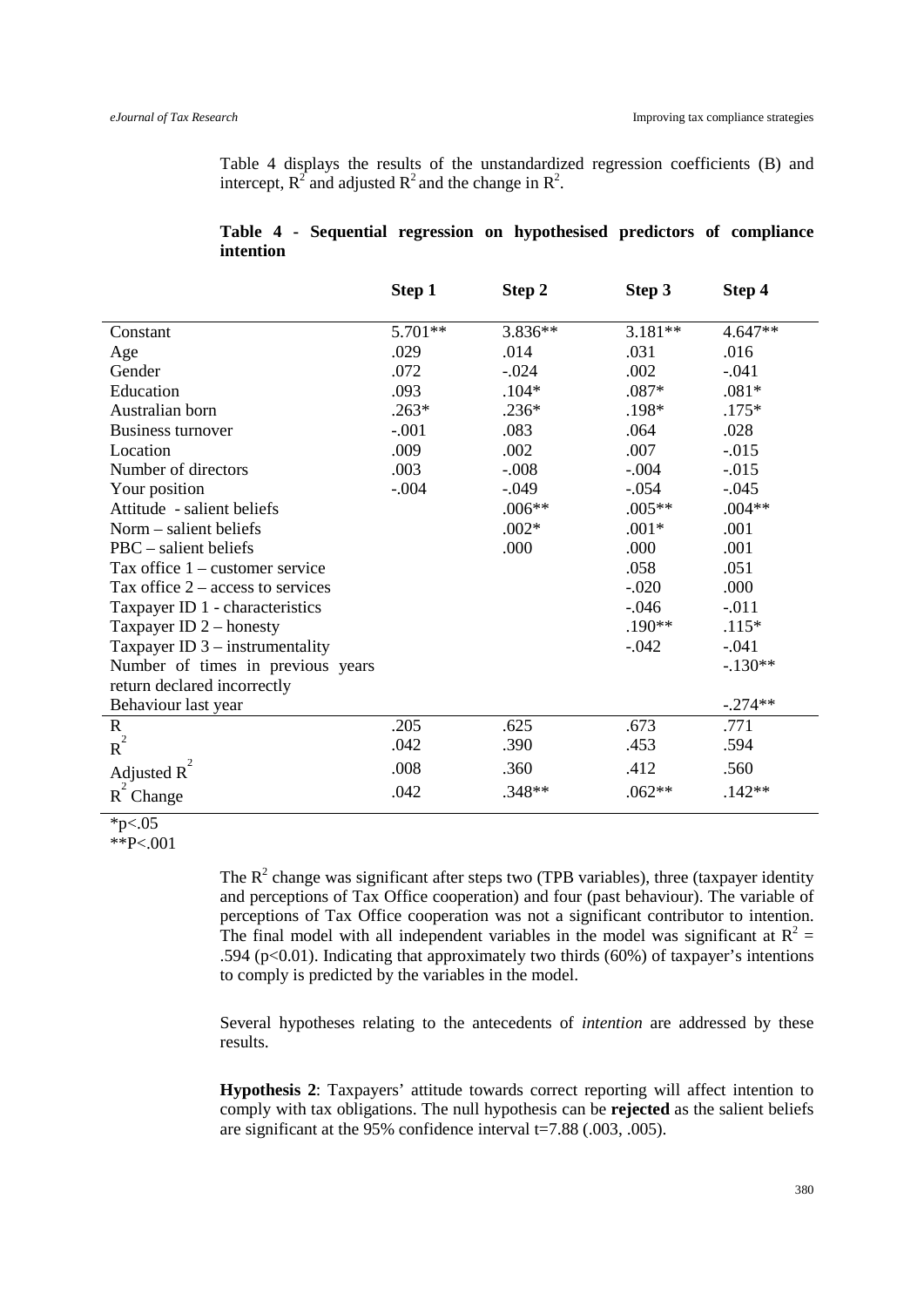Table 4 displays the results of the unstandardized regression coefficients (B) and intercept, $R^2$ and adjusted $R^2$ and the change in $R^2$.

**Table 4 - Sequential regression on hypothesised predictors of compliance intention**

| | Step 1 | Step 2 | Step 3 | Step 4 |
|---|---|---|---|---|
| Constant | 5.701** | 3.836** | 3.181** | 4.647** |
| Age | .029 | .014 | .031 | .016 |
| Gender | .072 | -.024 | .002 | -.041 |
| Education | .093 | .104* | .087* | .081* |
| Australian born | .263* | .236* | .198* | .175* |
| Business turnover | -.001 | .083 | .064 | .028 |
| Location | .009 | .002 | .007 | -.015 |
| Number of directors | .003 | -.008 | -.004 | -.015 |
| Your position | -.004 | -.049 | -.054 | -.045 |
| Attitude - salient beliefs | | .006** | .005** | .004** |
| Norm – salient beliefs | | .002* | .001* | .001 |
| PBC – salient beliefs | | .000 | .000 | .001 |
| Tax office 1 – customer service | | | .058 | .051 |
| Tax office 2 – access to services | | | -.020 | .000 |
| Taxpayer ID 1 - characteristics | | | -.046 | -.011 |
| Taxpayer ID 2 – honesty | | | .190** | .115* |
| Taxpayer ID 3 – instrumentality | | | -.042 | -.041 |
| Number of times in previous years return declared incorrectly | | | | -.130** |
| Behaviour last year | | | | -.274** |
| R | .205 | .625 | .673 | .771 |
| $R^2$ | .042 | .390 | .453 | .594 |
| Adjusted $R^2$ | .008 | .360 | .412 | .560 |
| $R^2$ Change | .042 | .348** | .062** | .142** |

*p<.05
**P<.001

The $R^2$ change was significant after steps two (TPB variables), three (taxpayer identity and perceptions of Tax Office cooperation) and four (past behaviour). The variable of perceptions of Tax Office cooperation was not a significant contributor to intention. The final model with all independent variables in the model was significant at $R^2$ = .594 ($p<0.01$). Indicating that approximately two thirds (60%) of taxpayer's intentions to comply is predicted by the variables in the model.

Several hypotheses relating to the antecedents of *intention* are addressed by these results.

**Hypothesis 2**: Taxpayers' attitude towards correct reporting will affect intention to comply with tax obligations. The null hypothesis can be **rejected** as the salient beliefs are significant at the 95% confidence interval t=7.88 (.003, .005).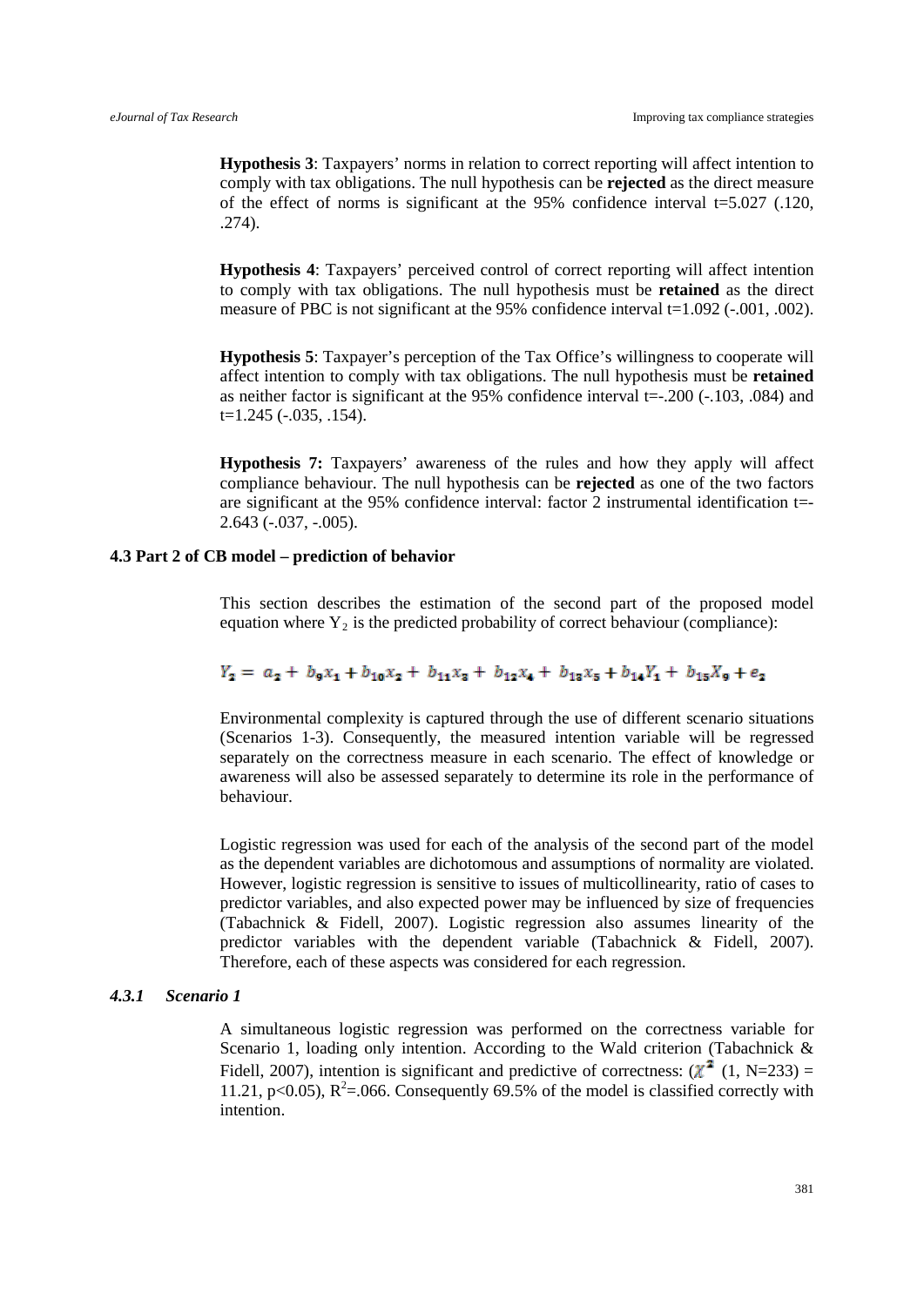**Hypothesis 3**: Taxpayers' norms in relation to correct reporting will affect intention to comply with tax obligations. The null hypothesis can be **rejected** as the direct measure of the effect of norms is significant at the 95% confidence interval t=5.027 (.120, .274).

**Hypothesis 4**: Taxpayers' perceived control of correct reporting will affect intention to comply with tax obligations. The null hypothesis must be **retained** as the direct measure of PBC is not significant at the 95% confidence interval t=1.092 (-.001, .002).

**Hypothesis 5**: Taxpayer's perception of the Tax Office's willingness to cooperate will affect intention to comply with tax obligations. The null hypothesis must be **retained** as neither factor is significant at the 95% confidence interval t=-.200 (-.103, .084) and t=1.245 (-.035, .154).

**Hypothesis 7:** Taxpayers' awareness of the rules and how they apply will affect compliance behaviour. The null hypothesis can be **rejected** as one of the two factors are significant at the 95% confidence interval: factor 2 instrumental identification t=-2.643 (-.037, -.005).

### 4.3 Part 2 of CB model – prediction of behavior

This section describes the estimation of the second part of the proposed model equation where $Y_2$ is the predicted probability of correct behaviour (compliance):

$$Y_2 = a_2 + b_9x_1 + b_{10}x_2 + b_{11}x_3 + b_{12}x_4 + b_{13}x_5 + b_{14}Y_1 + b_{15}X_9 + e_2$$

Environmental complexity is captured through the use of different scenario situations (Scenarios 1-3). Consequently, the measured intention variable will be regressed separately on the correctness measure in each scenario. The effect of knowledge or awareness will also be assessed separately to determine its role in the performance of behaviour.

Logistic regression was used for each of the analysis of the second part of the model as the dependent variables are dichotomous and assumptions of normality are violated. However, logistic regression is sensitive to issues of multicollinearity, ratio of cases to predictor variables, and also expected power may be influenced by size of frequencies (Tabachnick & Fidell, 2007). Logistic regression also assumes linearity of the predictor variables with the dependent variable (Tabachnick & Fidell, 2007). Therefore, each of these aspects was considered for each regression.

#### *4.3.1 Scenario 1*

A simultaneous logistic regression was performed on the correctness variable for Scenario 1, loading only intention. According to the Wald criterion (Tabachnick & Fidell, 2007), intention is significant and predictive of correctness: ($\chi^2$ (1, N=233) = 11.21, $p<0.05$), $R^2$=.066. Consequently 69.5% of the model is classified correctly with intention.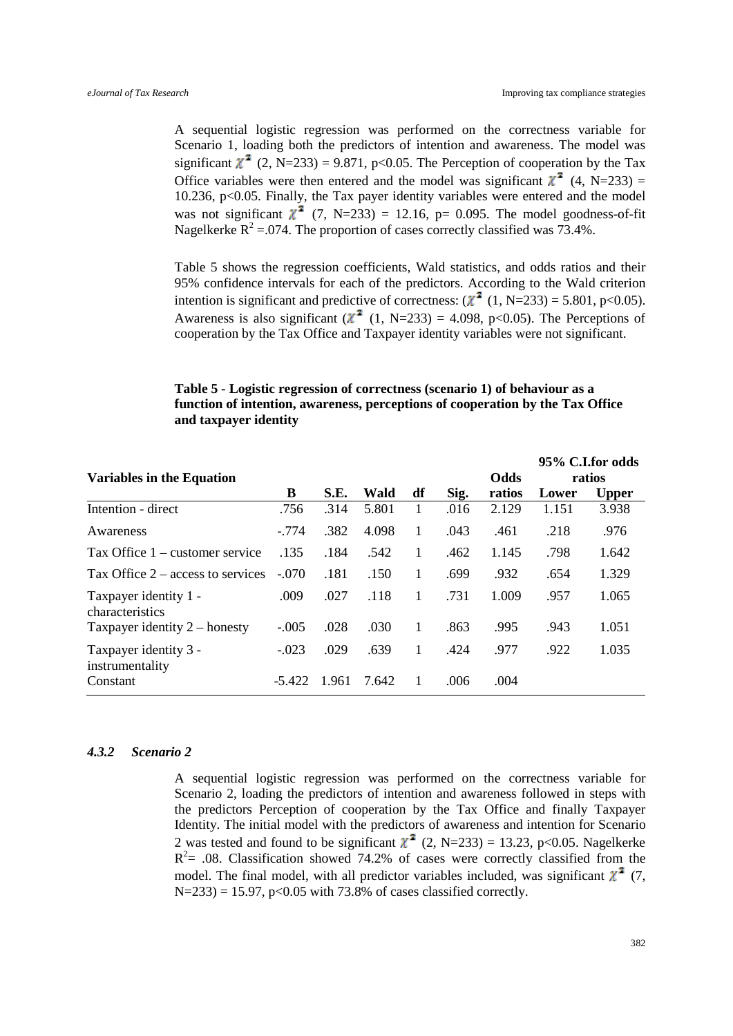A sequential logistic regression was performed on the correctness variable for Scenario 1, loading both the predictors of intention and awareness. The model was significant $\chi^2$ (2, N=233) = 9.871, p<0.05. The Perception of cooperation by the Tax Office variables were then entered and the model was significant $\chi^2$ (4, N=233) = 10.236, p<0.05. Finally, the Tax payer identity variables were entered and the model was not significant $\chi^2$ (7, N=233) = 12.16, p= 0.095. The model goodness-of-fit Nagelkerke $R^2$ =.074. The proportion of cases correctly classified was 73.4%.

Table 5 shows the regression coefficients, Wald statistics, and odds ratios and their 95% confidence intervals for each of the predictors. According to the Wald criterion intention is significant and predictive of correctness: ($\chi^2$ (1, N=233) = 5.801, p<0.05). Awareness is also significant ($\chi^2$ (1, N=233) = 4.098, p<0.05). The Perceptions of cooperation by the Tax Office and Taxpayer identity variables were not significant.

**Table 5 - Logistic regression of correctness (scenario 1) of behaviour as a function of intention, awareness, perceptions of cooperation by the Tax Office and taxpayer identity**

| Variables in the Equation | | | | | | Odds | 95% C.I.for odds ratios | |
|---|---|---|---|---|---|---|---|---|
| | B | S.E. | Wald | df | Sig. | ratios | Lower | Upper |
| Intention - direct | .756 | .314 | 5.801 | 1 | .016 | 2.129 | 1.151 | 3.938 |
| Awareness | -.774 | .382 | 4.098 | 1 | .043 | .461 | .218 | .976 |
| Tax Office 1 – customer service | .135 | .184 | .542 | 1 | .462 | 1.145 | .798 | 1.642 |
| Tax Office 2 – access to services | -.070 | .181 | .150 | 1 | .699 | .932 | .654 | 1.329 |
| Taxpayer identity 1 - characteristics | .009 | .027 | .118 | 1 | .731 | 1.009 | .957 | 1.065 |
| Taxpayer identity 2 – honesty | -.005 | .028 | .030 | 1 | .863 | .995 | .943 | 1.051 |
| Taxpayer identity 3 - instrumentality | -.023 | .029 | .639 | 1 | .424 | .977 | .922 | 1.035 |
| Constant | -5.422 | 1.961 | 7.642 | 1 | .006 | .004 | | |

#### *4.3.2 Scenario 2*

A sequential logistic regression was performed on the correctness variable for Scenario 2, loading the predictors of intention and awareness followed in steps with the predictors Perception of cooperation by the Tax Office and finally Taxpayer Identity. The initial model with the predictors of awareness and intention for Scenario 2 was tested and found to be significant $\chi^2$ (2, N=233) = 13.23, p<0.05. Nagelkerke $R^2$= .08. Classification showed 74.2% of cases were correctly classified from the model. The final model, with all predictor variables included, was significant $\chi^2$ (7, N=233) = 15.97, p<0.05 with 73.8% of cases classified correctly.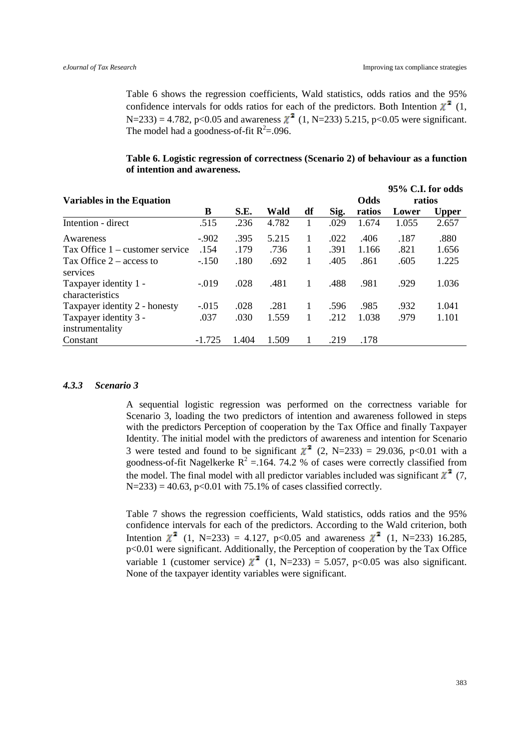Table 6 shows the regression coefficients, Wald statistics, odds ratios and the 95% confidence intervals for odds ratios for each of the predictors. Both Intention $\chi^2$ (1, N=233) = 4.782, p<0.05 and awareness $\chi^2$ (1, N=233) 5.215, p<0.05 were significant. The model had a goodness-of-fit $R^2$=.096.

**Table 6. Logistic regression of correctness (Scenario 2) of behaviour as a function of intention and awareness.**

| Variables in the Equation | B | S.E. | Wald | df | Sig. | Odds ratios | 95% C.I. for odds ratios Lower | Upper |
|---|---|---|---|---|---|---|---|---|
| Intention - direct | .515 | .236 | 4.782 | 1 | .029 | 1.674 | 1.055 | 2.657 |
| Awareness | -.902 | .395 | 5.215 | 1 | .022 | .406 | .187 | .880 |
| Tax Office 1 – customer service | .154 | .179 | .736 | 1 | .391 | 1.166 | .821 | 1.656 |
| Tax Office 2 – access to services | -.150 | .180 | .692 | 1 | .405 | .861 | .605 | 1.225 |
| Taxpayer identity 1 - characteristics | -.019 | .028 | .481 | 1 | .488 | .981 | .929 | 1.036 |
| Taxpayer identity 2 - honesty | -.015 | .028 | .281 | 1 | .596 | .985 | .932 | 1.041 |
| Taxpayer identity 3 - instrumentality | .037 | .030 | 1.559 | 1 | .212 | 1.038 | .979 | 1.101 |
| Constant | -1.725 | 1.404 | 1.509 | 1 | .219 | .178 | | |

#### *4.3.3 Scenario 3*

A sequential logistic regression was performed on the correctness variable for Scenario 3, loading the two predictors of intention and awareness followed in steps with the predictors Perception of cooperation by the Tax Office and finally Taxpayer Identity. The initial model with the predictors of awareness and intention for Scenario 3 were tested and found to be significant $\chi^2$ (2, N=233) = 29.036, p<0.01 with a goodness-of-fit Nagelkerke $R^2$ =.164. 74.2 % of cases were correctly classified from the model. The final model with all predictor variables included was significant $\chi^2$ (7, N=233) = 40.63, p<0.01 with 75.1% of cases classified correctly.

Table 7 shows the regression coefficients, Wald statistics, odds ratios and the 95% confidence intervals for each of the predictors. According to the Wald criterion, both Intention $\chi^2$ (1, N=233) = 4.127, p<0.05 and awareness $\chi^2$ (1, N=233) 16.285, p<0.01 were significant. Additionally, the Perception of cooperation by the Tax Office variable 1 (customer service) $\chi^2$ (1, N=233) = 5.057, p<0.05 was also significant. None of the taxpayer identity variables were significant.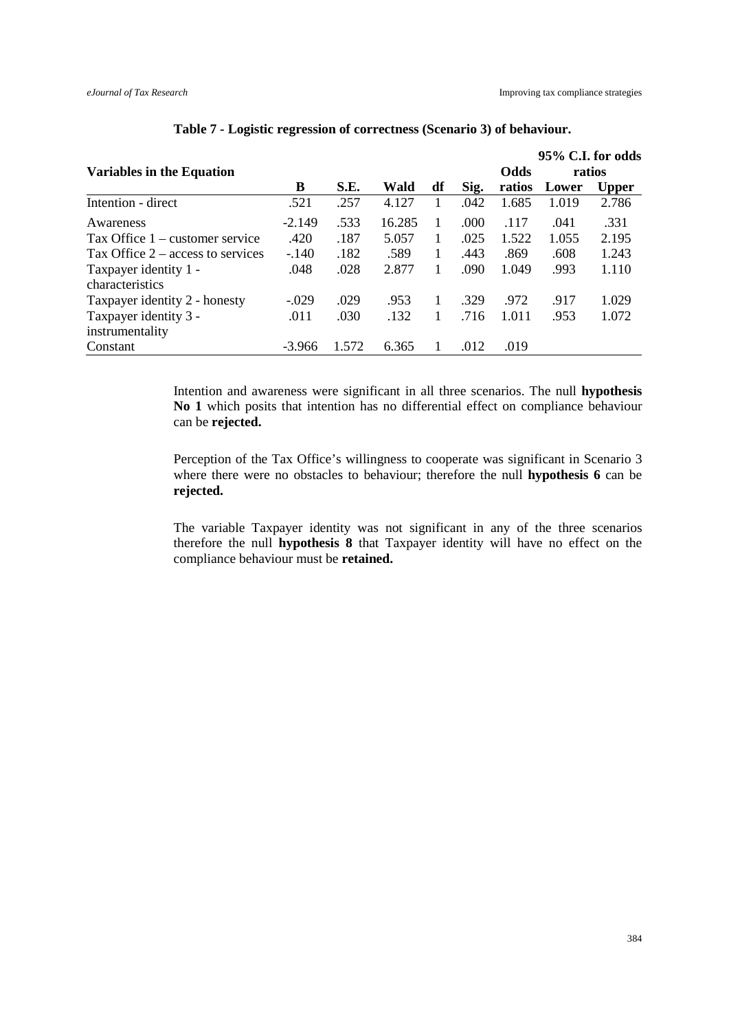**Table 7 - Logistic regression of correctness (Scenario 3) of behaviour.**

| Variables in the Equation | B | S.E. | Wald | df | Sig. | Odds ratios | 95% C.I. for odds ratios Lower | Upper |
|---|---|---|---|---|---|---|---|---|
| Intention - direct | .521 | .257 | 4.127 | 1 | .042 | 1.685 | 1.019 | 2.786 |
| Awareness | -2.149 | .533 | 16.285 | 1 | .000 | .117 | .041 | .331 |
| Tax Office 1 – customer service | .420 | .187 | 5.057 | 1 | .025 | 1.522 | 1.055 | 2.195 |
| Tax Office 2 – access to services | -.140 | .182 | .589 | 1 | .443 | .869 | .608 | 1.243 |
| Taxpayer identity 1 - characteristics | .048 | .028 | 2.877 | 1 | .090 | 1.049 | .993 | 1.110 |
| Taxpayer identity 2 - honesty | -.029 | .029 | .953 | 1 | .329 | .972 | .917 | 1.029 |
| Taxpayer identity 3 - instrumentality | .011 | .030 | .132 | 1 | .716 | 1.011 | .953 | 1.072 |
| Constant | -3.966 | 1.572 | 6.365 | 1 | .012 | .019 | | |

Intention and awareness were significant in all three scenarios. The null **hypothesis No 1** which posits that intention has no differential effect on compliance behaviour can be **rejected.**

Perception of the Tax Office's willingness to cooperate was significant in Scenario 3 where there were no obstacles to behaviour; therefore the null **hypothesis 6** can be **rejected.**

The variable Taxpayer identity was not significant in any of the three scenarios therefore the null **hypothesis 8** that Taxpayer identity will have no effect on the compliance behaviour must be **retained.**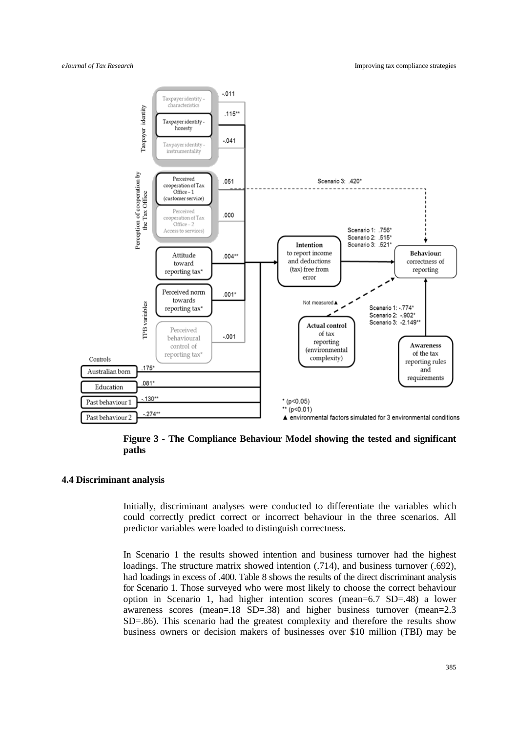**Figure 3 - The Compliance Behaviour Model showing the tested and significant paths**

### 4.4 Discriminant analysis

Initially, discriminant analyses were conducted to differentiate the variables which could correctly predict correct or incorrect behaviour in the three scenarios. All predictor variables were loaded to distinguish correctness.

In Scenario 1 the results showed intention and business turnover had the highest loadings. The structure matrix showed intention (.714), and business turnover (.692), had loadings in excess of .400. Table 8 shows the results of the direct discriminant analysis for Scenario 1. Those surveyed who were most likely to choose the correct behaviour option in Scenario 1, had higher intention scores (mean=6.7 SD=.48) a lower awareness scores (mean=.18 SD=.38) and higher business turnover (mean=2.3 SD=.86). This scenario had the greatest complexity and therefore the results show business owners or decision makers of businesses over $10 million (TBI) may be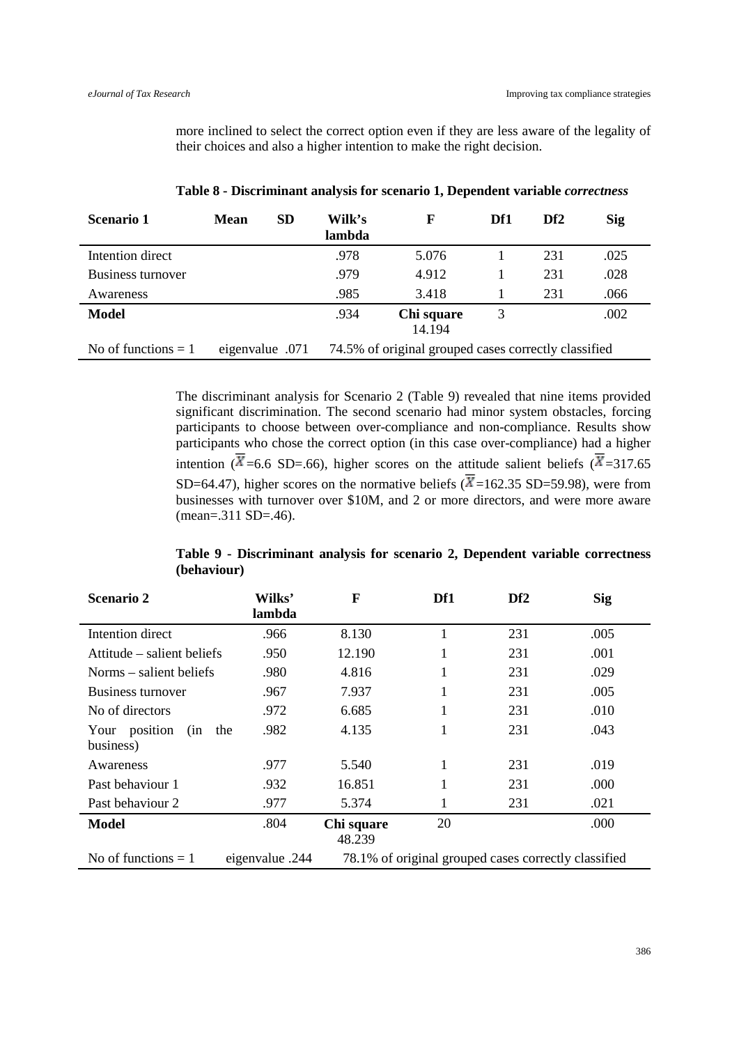more inclined to select the correct option even if they are less aware of the legality of their choices and also a higher intention to make the right decision.

**Table 8 - Discriminant analysis for scenario 1, Dependent variable *correctness***

| Scenario 1 | Mean | SD | Wilk's lambda | F | Df1 | Df2 | Sig |
|---|---|---|---|---|---|---|---|
| Intention direct | | | .978 | 5.076 | 1 | 231 | .025 |
| Business turnover | | | .979 | 4.912 | 1 | 231 | .028 |
| Awareness | | | .985 | 3.418 | 1 | 231 | .066 |
| **Model** | | | .934 | **Chi square** 14.194 | 3 | | .002 |
| No of functions = 1 | eigenvalue .071 | | 74.5% of original grouped cases correctly classified | | | | |

The discriminant analysis for Scenario 2 (Table 9) revealed that nine items provided significant discrimination. The second scenario had minor system obstacles, forcing participants to choose between over-compliance and non-compliance. Results show participants who chose the correct option (in this case over-compliance) had a higher intention ($\overline{X}$=6.6 SD=.66), higher scores on the attitude salient beliefs ($\overline{X}$=317.65 SD=64.47), higher scores on the normative beliefs ($\overline{X}$=162.35 SD=59.98), were from businesses with turnover over \$10M, and 2 or more directors, and were more aware (mean=.311 SD=.46).

**Table 9 - Discriminant analysis for scenario 2, Dependent variable correctness (behaviour)**

| Scenario 2 | Wilks' lambda | F | Df1 | Df2 | Sig |
|---|---|---|---|---|---|
| Intention direct | .966 | 8.130 | 1 | 231 | .005 |
| Attitude – salient beliefs | .950 | 12.190 | 1 | 231 | .001 |
| Norms – salient beliefs | .980 | 4.816 | 1 | 231 | .029 |
| Business turnover | .967 | 7.937 | 1 | 231 | .005 |
| No of directors | .972 | 6.685 | 1 | 231 | .010 |
| Your position (in the business) | .982 | 4.135 | 1 | 231 | .043 |
| Awareness | .977 | 5.540 | 1 | 231 | .019 |
| Past behaviour 1 | .932 | 16.851 | 1 | 231 | .000 |
| Past behaviour 2 | .977 | 5.374 | 1 | 231 | .021 |
| **Model** | .804 | **Chi square** 48.239 | 20 | | .000 |
| No of functions = 1 | eigenvalue .244 | 78.1% of original grouped cases correctly classified | | | |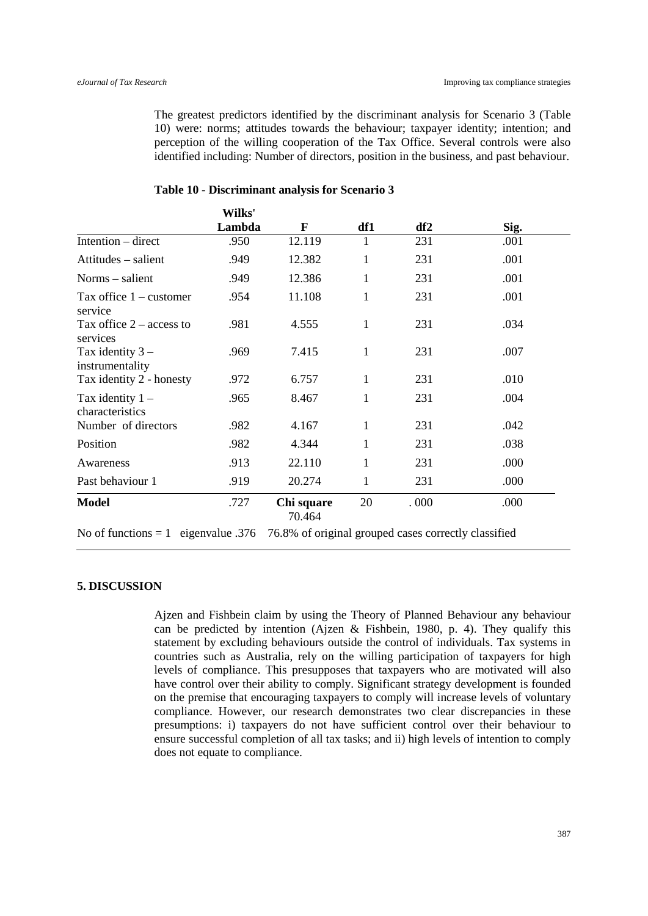The greatest predictors identified by the discriminant analysis for Scenario 3 (Table 10) were: norms; attitudes towards the behaviour; taxpayer identity; intention; and perception of the willing cooperation of the Tax Office. Several controls were also identified including: Number of directors, position in the business, and past behaviour.

**Table 10 - Discriminant analysis for Scenario 3**

| | Wilks' Lambda | F | df1 | df2 | Sig. |
|---|---|---|---|---|---|
| Intention – direct | .950 | 12.119 | 1 | 231 | .001 |
| Attitudes – salient | .949 | 12.382 | 1 | 231 | .001 |
| Norms – salient | .949 | 12.386 | 1 | 231 | .001 |
| Tax office 1 – customer service | .954 | 11.108 | 1 | 231 | .001 |
| Tax office 2 – access to services | .981 | 4.555 | 1 | 231 | .034 |
| Tax identity 3 – instrumentality | .969 | 7.415 | 1 | 231 | .007 |
| Tax identity 2 - honesty | .972 | 6.757 | 1 | 231 | .010 |
| Tax identity 1 – characteristics | .965 | 8.467 | 1 | 231 | .004 |
| Number of directors | .982 | 4.167 | 1 | 231 | .042 |
| Position | .982 | 4.344 | 1 | 231 | .038 |
| Awareness | .913 | 22.110 | 1 | 231 | .000 |
| Past behaviour 1 | .919 | 20.274 | 1 | 231 | .000 |
| **Model** | .727 | **Chi square** 70.464 | 20 | . 000 | .000 |

No of functions = 1 eigenvalue .376 76.8% of original grouped cases correctly classified

## 5. DISCUSSION

Ajzen and Fishbein claim by using the Theory of Planned Behaviour any behaviour can be predicted by intention (Ajzen & Fishbein, 1980, p. 4). They qualify this statement by excluding behaviours outside the control of individuals. Tax systems in countries such as Australia, rely on the willing participation of taxpayers for high levels of compliance. This presupposes that taxpayers who are motivated will also have control over their ability to comply. Significant strategy development is founded on the premise that encouraging taxpayers to comply will increase levels of voluntary compliance. However, our research demonstrates two clear discrepancies in these presumptions: i) taxpayers do not have sufficient control over their behaviour to ensure successful completion of all tax tasks; and ii) high levels of intention to comply does not equate to compliance.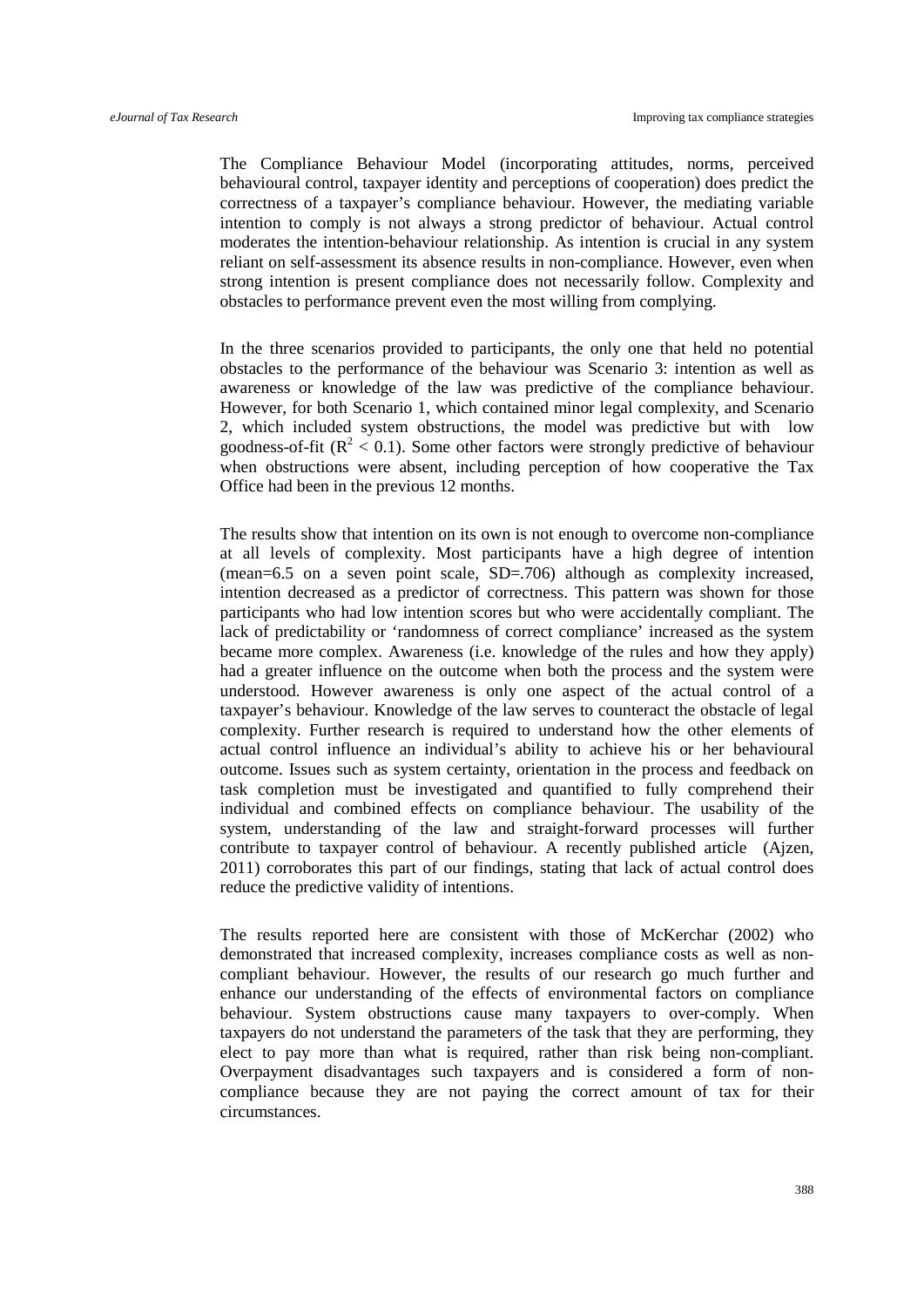The Compliance Behaviour Model (incorporating attitudes, norms, perceived behavioural control, taxpayer identity and perceptions of cooperation) does predict the correctness of a taxpayer's compliance behaviour. However, the mediating variable intention to comply is not always a strong predictor of behaviour. Actual control moderates the intention-behaviour relationship. As intention is crucial in any system reliant on self-assessment its absence results in non-compliance. However, even when strong intention is present compliance does not necessarily follow. Complexity and obstacles to performance prevent even the most willing from complying.

In the three scenarios provided to participants, the only one that held no potential obstacles to the performance of the behaviour was Scenario 3: intention as well as awareness or knowledge of the law was predictive of the compliance behaviour. However, for both Scenario 1, which contained minor legal complexity, and Scenario 2, which included system obstructions, the model was predictive but with low goodness-of-fit ($R^2 < 0.1$). Some other factors were strongly predictive of behaviour when obstructions were absent, including perception of how cooperative the Tax Office had been in the previous 12 months.

The results show that intention on its own is not enough to overcome non-compliance at all levels of complexity. Most participants have a high degree of intention (mean=6.5 on a seven point scale, SD=.706) although as complexity increased, intention decreased as a predictor of correctness. This pattern was shown for those participants who had low intention scores but who were accidentally compliant. The lack of predictability or 'randomness of correct compliance' increased as the system became more complex. Awareness (i.e. knowledge of the rules and how they apply) had a greater influence on the outcome when both the process and the system were understood. However awareness is only one aspect of the actual control of a taxpayer's behaviour. Knowledge of the law serves to counteract the obstacle of legal complexity. Further research is required to understand how the other elements of actual control influence an individual's ability to achieve his or her behavioural outcome. Issues such as system certainty, orientation in the process and feedback on task completion must be investigated and quantified to fully comprehend their individual and combined effects on compliance behaviour. The usability of the system, understanding of the law and straight-forward processes will further contribute to taxpayer control of behaviour. A recently published article (Ajzen, 2011) corroborates this part of our findings, stating that lack of actual control does reduce the predictive validity of intentions.

The results reported here are consistent with those of McKerchar (2002) who demonstrated that increased complexity, increases compliance costs as well as non-compliant behaviour. However, the results of our research go much further and enhance our understanding of the effects of environmental factors on compliance behaviour. System obstructions cause many taxpayers to over-comply. When taxpayers do not understand the parameters of the task that they are performing, they elect to pay more than what is required, rather than risk being non-compliant. Overpayment disadvantages such taxpayers and is considered a form of non-compliance because they are not paying the correct amount of tax for their circumstances.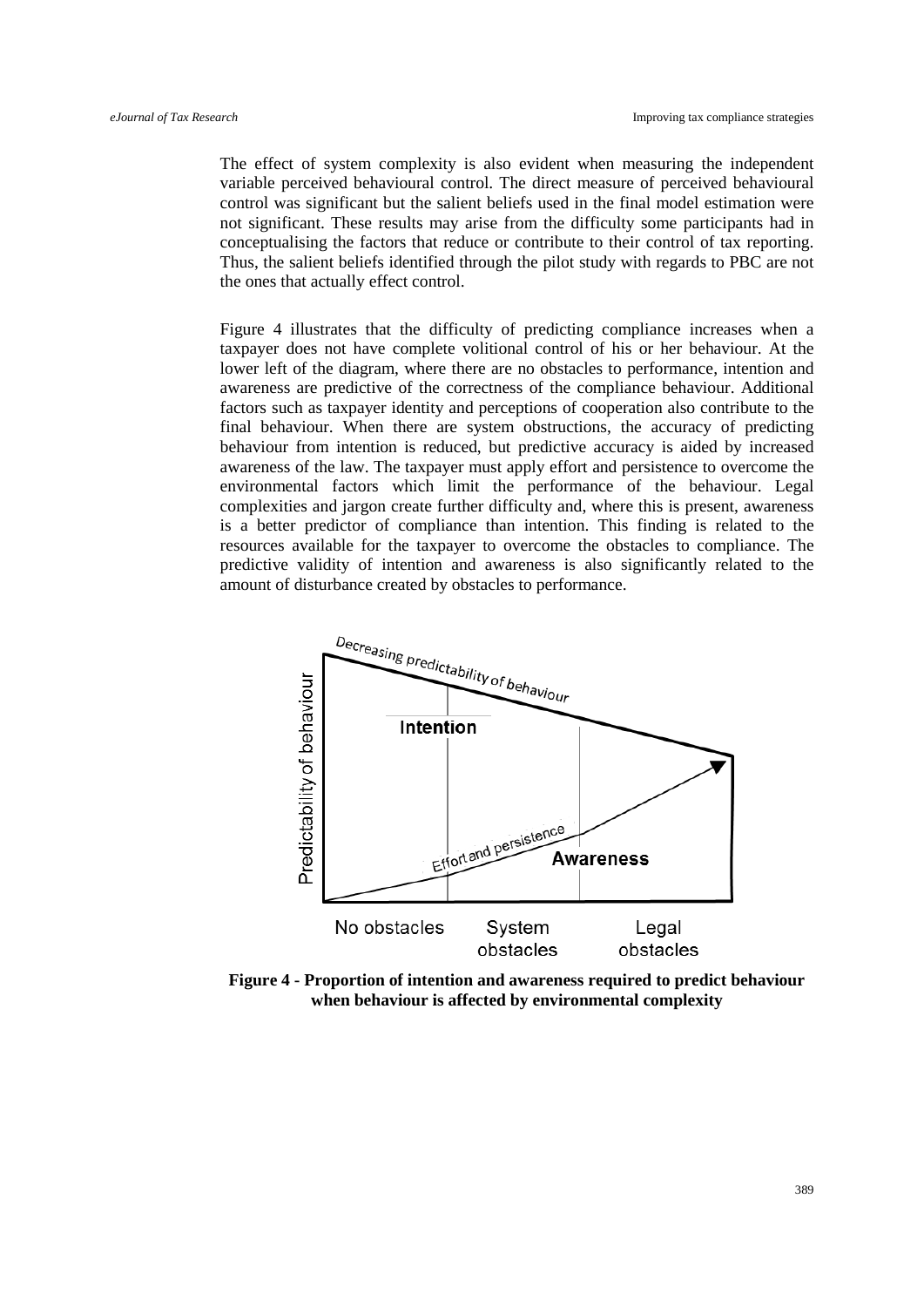The effect of system complexity is also evident when measuring the independent variable perceived behavioural control. The direct measure of perceived behavioural control was significant but the salient beliefs used in the final model estimation were not significant. These results may arise from the difficulty some participants had in conceptualising the factors that reduce or contribute to their control of tax reporting. Thus, the salient beliefs identified through the pilot study with regards to PBC are not the ones that actually effect control.

Figure 4 illustrates that the difficulty of predicting compliance increases when a taxpayer does not have complete volitional control of his or her behaviour. At the lower left of the diagram, where there are no obstacles to performance, intention and awareness are predictive of the correctness of the compliance behaviour. Additional factors such as taxpayer identity and perceptions of cooperation also contribute to the final behaviour. When there are system obstructions, the accuracy of predicting behaviour from intention is reduced, but predictive accuracy is aided by increased awareness of the law. The taxpayer must apply effort and persistence to overcome the environmental factors which limit the performance of the behaviour. Legal complexities and jargon create further difficulty and, where this is present, awareness is a better predictor of compliance than intention. This finding is related to the resources available for the taxpayer to overcome the obstacles to compliance. The predictive validity of intention and awareness is also significantly related to the amount of disturbance created by obstacles to performance.

**Figure 4 - Proportion of intention and awareness required to predict behaviour when behaviour is affected by environmental complexity**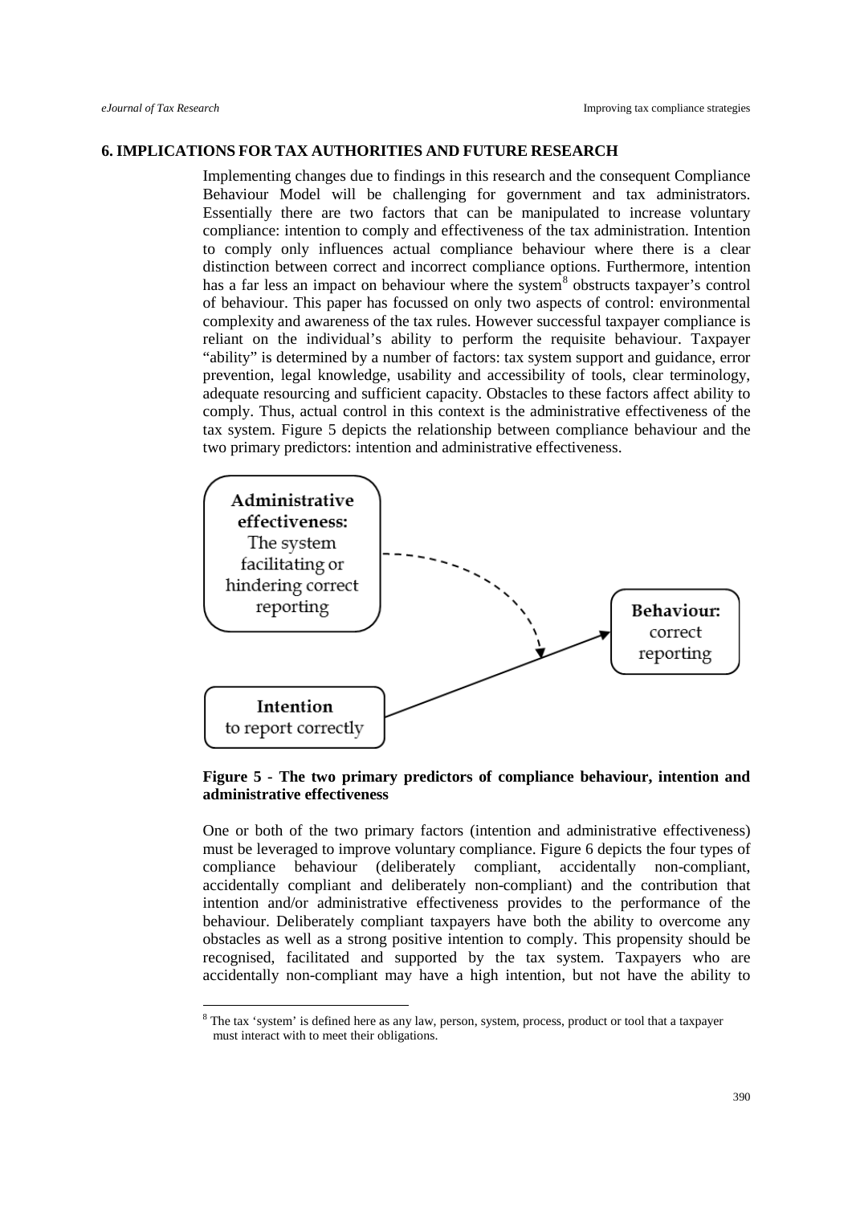## 6. IMPLICATIONS FOR TAX AUTHORITIES AND FUTURE RESEARCH

Implementing changes due to findings in this research and the consequent Compliance Behaviour Model will be challenging for government and tax administrators. Essentially there are two factors that can be manipulated to increase voluntary compliance: intention to comply and effectiveness of the tax administration. Intention to comply only influences actual compliance behaviour where there is a clear distinction between correct and incorrect compliance options. Furthermore, intention has a far less an impact on behaviour where the system[8] obstructs taxpayer's control of behaviour. This paper has focussed on only two aspects of control: environmental complexity and awareness of the tax rules. However successful taxpayer compliance is reliant on the individual's ability to perform the requisite behaviour. Taxpayer "ability" is determined by a number of factors: tax system support and guidance, error prevention, legal knowledge, usability and accessibility of tools, clear terminology, adequate resourcing and sufficient capacity. Obstacles to these factors affect ability to comply. Thus, actual control in this context is the administrative effectiveness of the tax system. Figure 5 depicts the relationship between compliance behaviour and the two primary predictors: intention and administrative effectiveness.

**Administrative effectiveness:** The system facilitating or hindering correct reporting

**Intention** to report correctly

**Behaviour:** correct reporting

**Figure 5 - The two primary predictors of compliance behaviour, intention and administrative effectiveness**

One or both of the two primary factors (intention and administrative effectiveness) must be leveraged to improve voluntary compliance. Figure 6 depicts the four types of compliance behaviour (deliberately compliant, accidentally non-compliant, accidentally compliant and deliberately non-compliant) and the contribution that intention and/or administrative effectiveness provides to the performance of the behaviour. Deliberately compliant taxpayers have both the ability to overcome any obstacles as well as a strong positive intention to comply. This propensity should be recognised, facilitated and supported by the tax system. Taxpayers who are accidentally non-compliant may have a high intention, but not have the ability to

[8] The tax 'system' is defined here as any law, person, system, process, product or tool that a taxpayer must interact with to meet their obligations.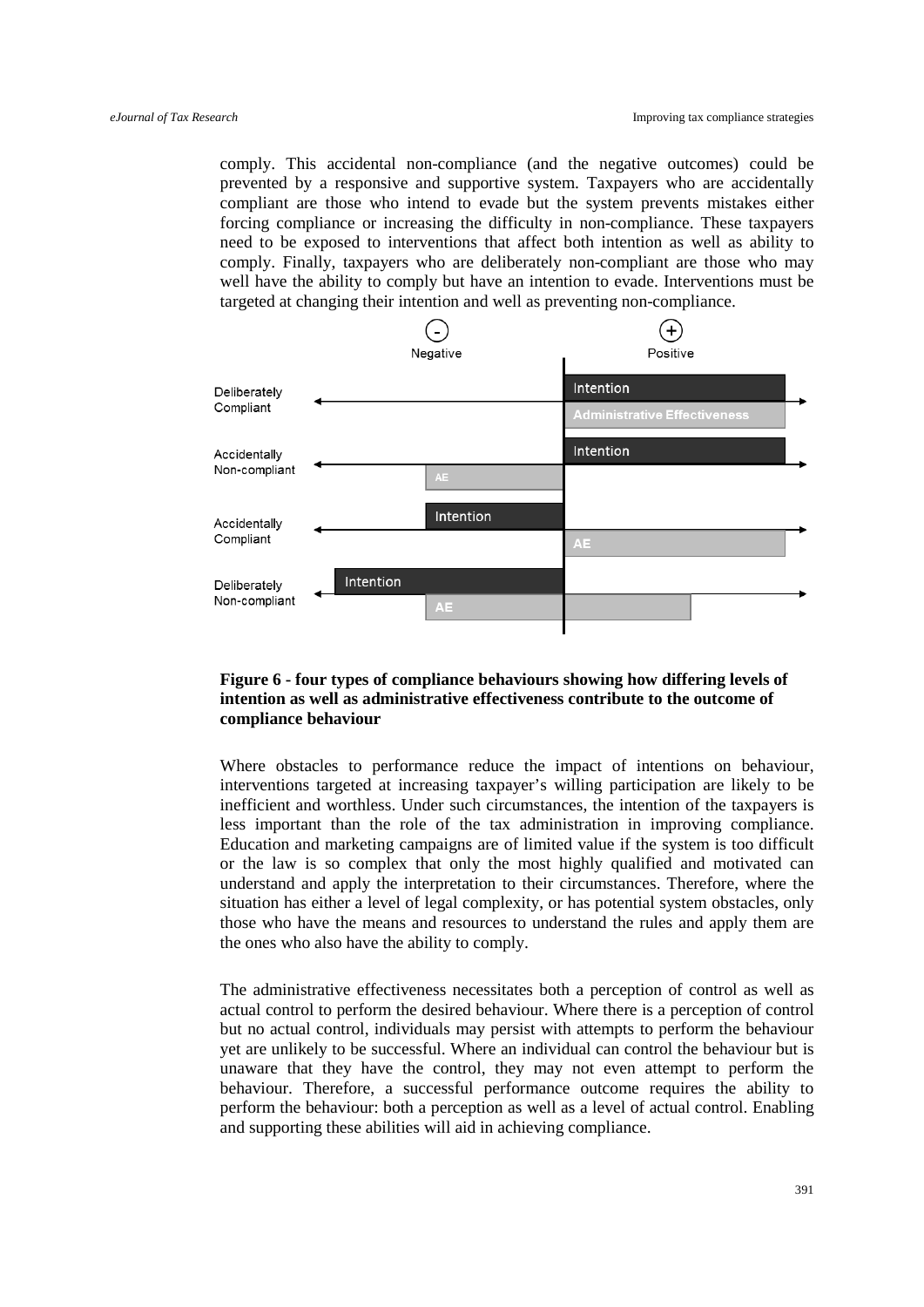comply. This accidental non-compliance (and the negative outcomes) could be prevented by a responsive and supportive system. Taxpayers who are accidentally compliant are those who intend to evade but the system prevents mistakes either forcing compliance or increasing the difficulty in non-compliance. These taxpayers need to be exposed to interventions that affect both intention as well as ability to comply. Finally, taxpayers who are deliberately non-compliant are those who may well have the ability to comply but have an intention to evade. Interventions must be targeted at changing their intention and well as preventing non-compliance.

**Figure 6 - four types of compliance behaviours showing how differing levels of intention as well as administrative effectiveness contribute to the outcome of compliance behaviour**

Where obstacles to performance reduce the impact of intentions on behaviour, interventions targeted at increasing taxpayer's willing participation are likely to be inefficient and worthless. Under such circumstances, the intention of the taxpayers is less important than the role of the tax administration in improving compliance. Education and marketing campaigns are of limited value if the system is too difficult or the law is so complex that only the most highly qualified and motivated can understand and apply the interpretation to their circumstances. Therefore, where the situation has either a level of legal complexity, or has potential system obstacles, only those who have the means and resources to understand the rules and apply them are the ones who also have the ability to comply.

The administrative effectiveness necessitates both a perception of control as well as actual control to perform the desired behaviour. Where there is a perception of control but no actual control, individuals may persist with attempts to perform the behaviour yet are unlikely to be successful. Where an individual can control the behaviour but is unaware that they have the control, they may not even attempt to perform the behaviour. Therefore, a successful performance outcome requires the ability to perform the behaviour: both a perception as well as a level of actual control. Enabling and supporting these abilities will aid in achieving compliance.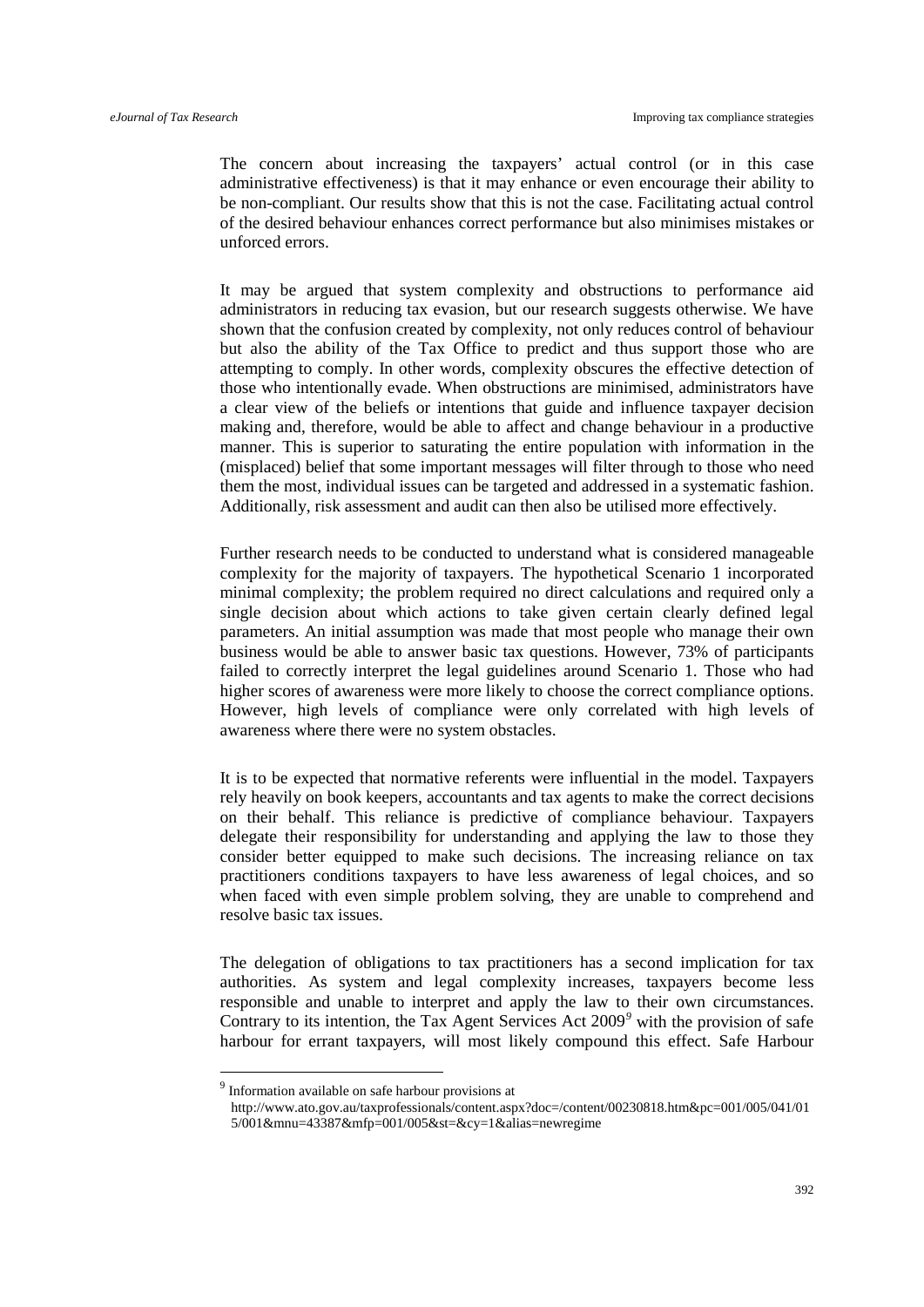The concern about increasing the taxpayers' actual control (or in this case administrative effectiveness) is that it may enhance or even encourage their ability to be non-compliant. Our results show that this is not the case. Facilitating actual control of the desired behaviour enhances correct performance but also minimises mistakes or unforced errors.

It may be argued that system complexity and obstructions to performance aid administrators in reducing tax evasion, but our research suggests otherwise. We have shown that the confusion created by complexity, not only reduces control of behaviour but also the ability of the Tax Office to predict and thus support those who are attempting to comply. In other words, complexity obscures the effective detection of those who intentionally evade. When obstructions are minimised, administrators have a clear view of the beliefs or intentions that guide and influence taxpayer decision making and, therefore, would be able to affect and change behaviour in a productive manner. This is superior to saturating the entire population with information in the (misplaced) belief that some important messages will filter through to those who need them the most, individual issues can be targeted and addressed in a systematic fashion. Additionally, risk assessment and audit can then also be utilised more effectively.

Further research needs to be conducted to understand what is considered manageable complexity for the majority of taxpayers. The hypothetical Scenario 1 incorporated minimal complexity; the problem required no direct calculations and required only a single decision about which actions to take given certain clearly defined legal parameters. An initial assumption was made that most people who manage their own business would be able to answer basic tax questions. However, 73% of participants failed to correctly interpret the legal guidelines around Scenario 1. Those who had higher scores of awareness were more likely to choose the correct compliance options. However, high levels of compliance were only correlated with high levels of awareness where there were no system obstacles.

It is to be expected that normative referents were influential in the model. Taxpayers rely heavily on book keepers, accountants and tax agents to make the correct decisions on their behalf. This reliance is predictive of compliance behaviour. Taxpayers delegate their responsibility for understanding and applying the law to those they consider better equipped to make such decisions. The increasing reliance on tax practitioners conditions taxpayers to have less awareness of legal choices, and so when faced with even simple problem solving, they are unable to comprehend and resolve basic tax issues.

The delegation of obligations to tax practitioners has a second implication for tax authorities. As system and legal complexity increases, taxpayers become less responsible and unable to interpret and apply the law to their own circumstances. Contrary to its intention, the Tax Agent Services Act 2009[9] with the provision of safe harbour for errant taxpayers, will most likely compound this effect. Safe Harbour

---

[9] Information available on safe harbour provisions at http://www.ato.gov.au/taxprofessionals/content.aspx?doc=/content/00230818.htm&pc=001/005/041/015/001&mnu=43387&mfp=001/005&st=&cy=1&alias=newregime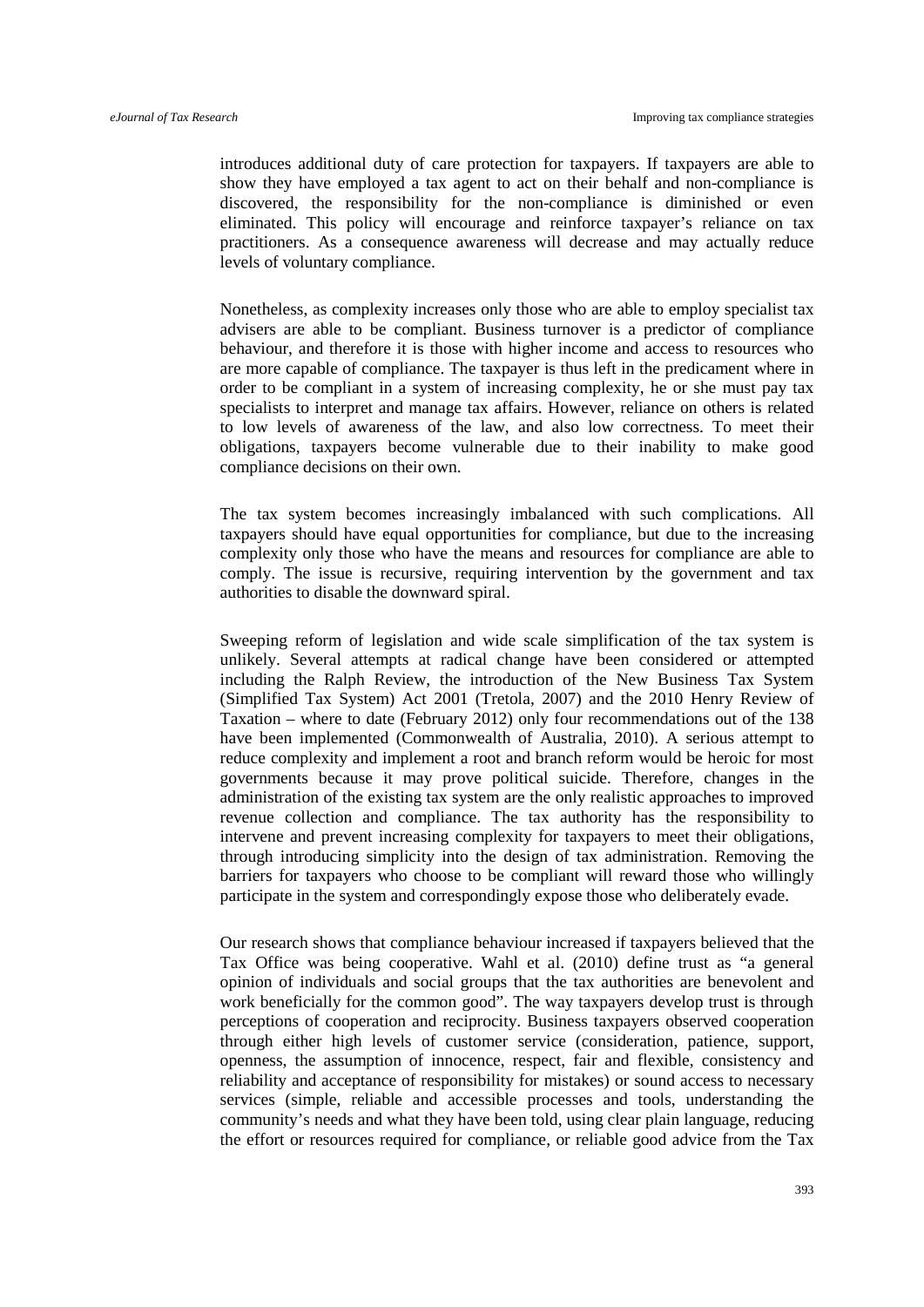introduces additional duty of care protection for taxpayers. If taxpayers are able to show they have employed a tax agent to act on their behalf and non-compliance is discovered, the responsibility for the non-compliance is diminished or even eliminated. This policy will encourage and reinforce taxpayer's reliance on tax practitioners. As a consequence awareness will decrease and may actually reduce levels of voluntary compliance.

Nonetheless, as complexity increases only those who are able to employ specialist tax advisers are able to be compliant. Business turnover is a predictor of compliance behaviour, and therefore it is those with higher income and access to resources who are more capable of compliance. The taxpayer is thus left in the predicament where in order to be compliant in a system of increasing complexity, he or she must pay tax specialists to interpret and manage tax affairs. However, reliance on others is related to low levels of awareness of the law, and also low correctness. To meet their obligations, taxpayers become vulnerable due to their inability to make good compliance decisions on their own.

The tax system becomes increasingly imbalanced with such complications. All taxpayers should have equal opportunities for compliance, but due to the increasing complexity only those who have the means and resources for compliance are able to comply. The issue is recursive, requiring intervention by the government and tax authorities to disable the downward spiral.

Sweeping reform of legislation and wide scale simplification of the tax system is unlikely. Several attempts at radical change have been considered or attempted including the Ralph Review, the introduction of the New Business Tax System (Simplified Tax System) Act 2001 (Tretola, 2007) and the 2010 Henry Review of Taxation – where to date (February 2012) only four recommendations out of the 138 have been implemented (Commonwealth of Australia, 2010). A serious attempt to reduce complexity and implement a root and branch reform would be heroic for most governments because it may prove political suicide. Therefore, changes in the administration of the existing tax system are the only realistic approaches to improved revenue collection and compliance. The tax authority has the responsibility to intervene and prevent increasing complexity for taxpayers to meet their obligations, through introducing simplicity into the design of tax administration. Removing the barriers for taxpayers who choose to be compliant will reward those who willingly participate in the system and correspondingly expose those who deliberately evade.

Our research shows that compliance behaviour increased if taxpayers believed that the Tax Office was being cooperative. Wahl et al. (2010) define trust as "a general opinion of individuals and social groups that the tax authorities are benevolent and work beneficially for the common good". The way taxpayers develop trust is through perceptions of cooperation and reciprocity. Business taxpayers observed cooperation through either high levels of customer service (consideration, patience, support, openness, the assumption of innocence, respect, fair and flexible, consistency and reliability and acceptance of responsibility for mistakes) or sound access to necessary services (simple, reliable and accessible processes and tools, understanding the community's needs and what they have been told, using clear plain language, reducing the effort or resources required for compliance, or reliable good advice from the Tax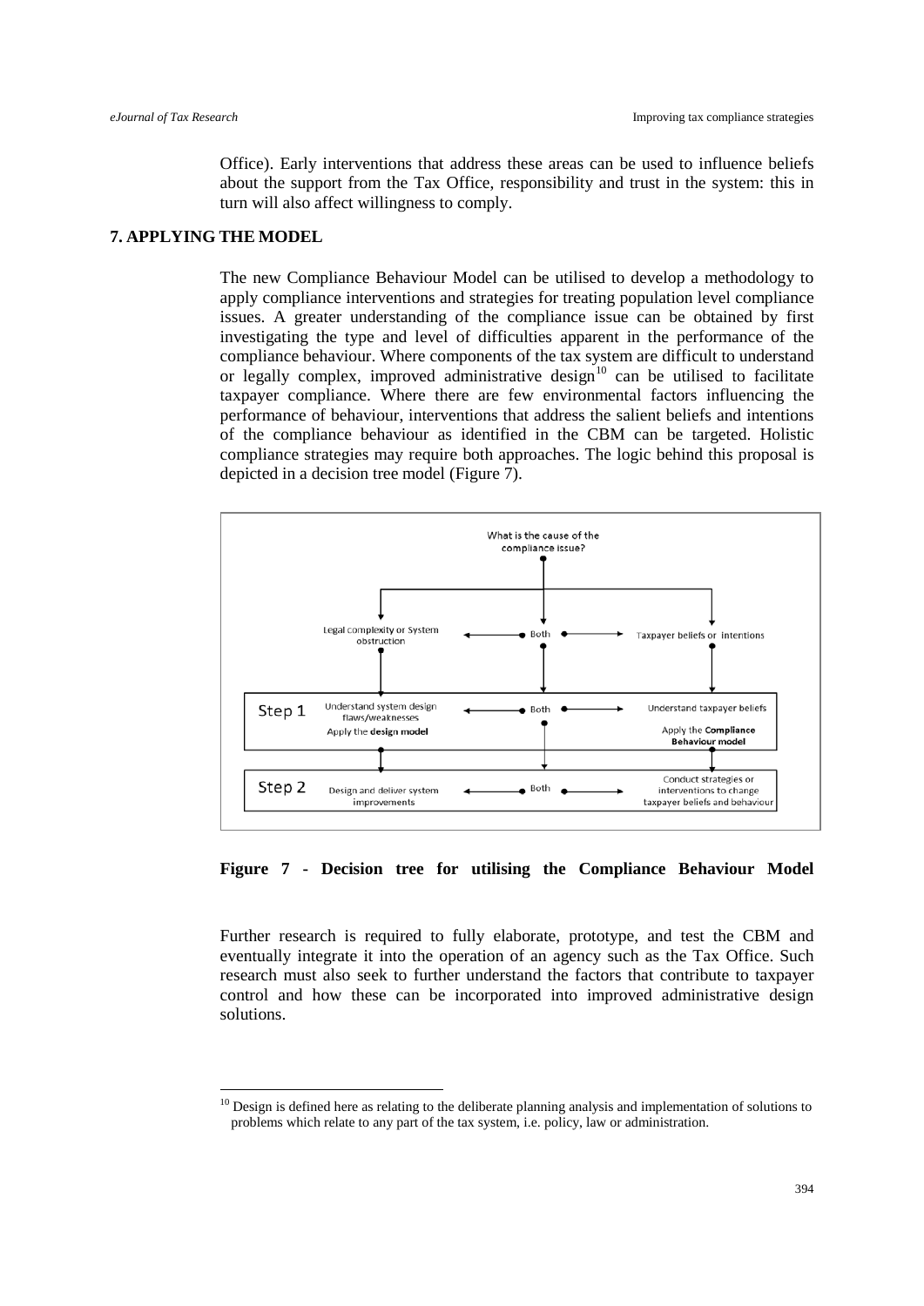Office). Early interventions that address these areas can be used to influence beliefs about the support from the Tax Office, responsibility and trust in the system: this in turn will also affect willingness to comply.

## 7. APPLYING THE MODEL

The new Compliance Behaviour Model can be utilised to develop a methodology to apply compliance interventions and strategies for treating population level compliance issues. A greater understanding of the compliance issue can be obtained by first investigating the type and level of difficulties apparent in the performance of the compliance behaviour. Where components of the tax system are difficult to understand or legally complex, improved administrative design[10] can be utilised to facilitate taxpayer compliance. Where there are few environmental factors influencing the performance of behaviour, interventions that address the salient beliefs and intentions of the compliance behaviour as identified in the CBM can be targeted. Holistic compliance strategies may require both approaches. The logic behind this proposal is depicted in a decision tree model (Figure 7).

What is the cause of the compliance issue?

| | Legal complexity or System obstruction | Both | Taxpayer beliefs or intentions |
|---|---|---|---|
| Step 1 | Understand system design flaws/weaknesses. Apply the **design model** | Both | Understand taxpayer beliefs. Apply the **Compliance Behaviour model** |
| Step 2 | Design and deliver system improvements | Both | Conduct strategies or interventions to change taxpayer beliefs and behaviour |

**Figure 7 - Decision tree for utilising the Compliance Behaviour Model**

Further research is required to fully elaborate, prototype, and test the CBM and eventually integrate it into the operation of an agency such as the Tax Office. Such research must also seek to further understand the factors that contribute to taxpayer control and how these can be incorporated into improved administrative design solutions.

[10] Design is defined here as relating to the deliberate planning analysis and implementation of solutions to problems which relate to any part of the tax system, i.e. policy, law or administration.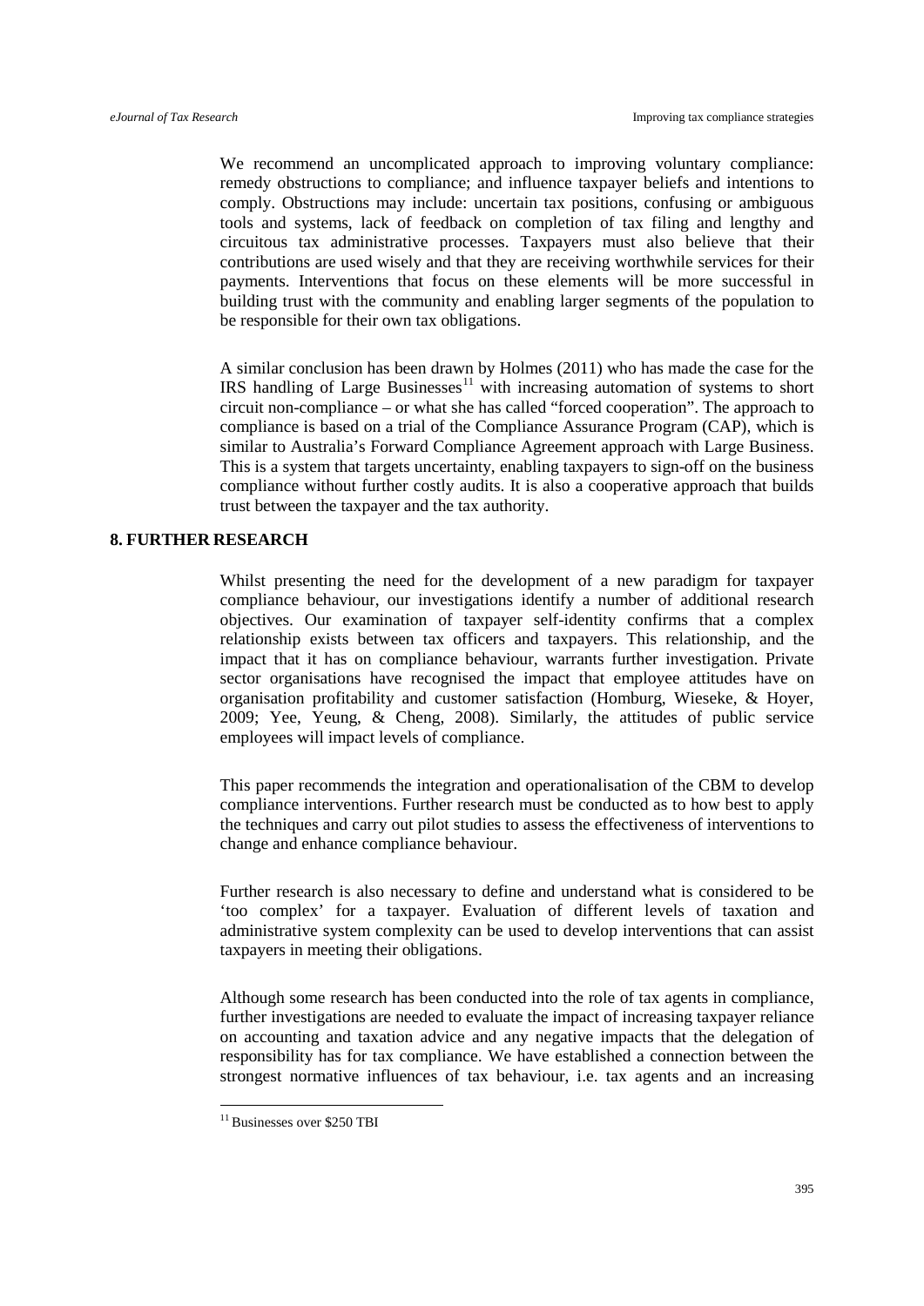We recommend an uncomplicated approach to improving voluntary compliance: remedy obstructions to compliance; and influence taxpayer beliefs and intentions to comply. Obstructions may include: uncertain tax positions, confusing or ambiguous tools and systems, lack of feedback on completion of tax filing and lengthy and circuitous tax administrative processes. Taxpayers must also believe that their contributions are used wisely and that they are receiving worthwhile services for their payments. Interventions that focus on these elements will be more successful in building trust with the community and enabling larger segments of the population to be responsible for their own tax obligations.

A similar conclusion has been drawn by Holmes (2011) who has made the case for the IRS handling of Large Businesses[11] with increasing automation of systems to short circuit non-compliance – or what she has called "forced cooperation". The approach to compliance is based on a trial of the Compliance Assurance Program (CAP), which is similar to Australia's Forward Compliance Agreement approach with Large Business. This is a system that targets uncertainty, enabling taxpayers to sign-off on the business compliance without further costly audits. It is also a cooperative approach that builds trust between the taxpayer and the tax authority.

## 8. FURTHER RESEARCH

Whilst presenting the need for the development of a new paradigm for taxpayer compliance behaviour, our investigations identify a number of additional research objectives. Our examination of taxpayer self-identity confirms that a complex relationship exists between tax officers and taxpayers. This relationship, and the impact that it has on compliance behaviour, warrants further investigation. Private sector organisations have recognised the impact that employee attitudes have on organisation profitability and customer satisfaction (Homburg, Wieseke, & Hoyer, 2009; Yee, Yeung, & Cheng, 2008). Similarly, the attitudes of public service employees will impact levels of compliance.

This paper recommends the integration and operationalisation of the CBM to develop compliance interventions. Further research must be conducted as to how best to apply the techniques and carry out pilot studies to assess the effectiveness of interventions to change and enhance compliance behaviour.

Further research is also necessary to define and understand what is considered to be 'too complex' for a taxpayer. Evaluation of different levels of taxation and administrative system complexity can be used to develop interventions that can assist taxpayers in meeting their obligations.

Although some research has been conducted into the role of tax agents in compliance, further investigations are needed to evaluate the impact of increasing taxpayer reliance on accounting and taxation advice and any negative impacts that the delegation of responsibility has for tax compliance. We have established a connection between the strongest normative influences of tax behaviour, i.e. tax agents and an increasing

---

[11] Businesses over $250 TBI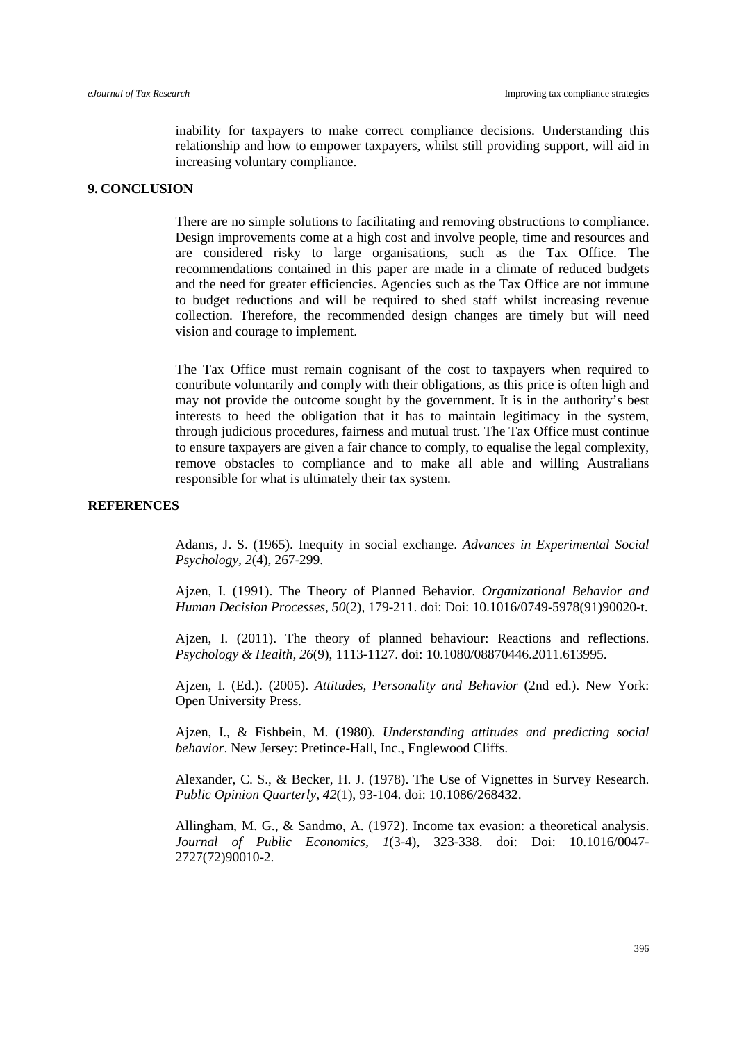inability for taxpayers to make correct compliance decisions. Understanding this relationship and how to empower taxpayers, whilst still providing support, will aid in increasing voluntary compliance.

## 9. CONCLUSION

There are no simple solutions to facilitating and removing obstructions to compliance. Design improvements come at a high cost and involve people, time and resources and are considered risky to large organisations, such as the Tax Office. The recommendations contained in this paper are made in a climate of reduced budgets and the need for greater efficiencies. Agencies such as the Tax Office are not immune to budget reductions and will be required to shed staff whilst increasing revenue collection. Therefore, the recommended design changes are timely but will need vision and courage to implement.

The Tax Office must remain cognisant of the cost to taxpayers when required to contribute voluntarily and comply with their obligations, as this price is often high and may not provide the outcome sought by the government. It is in the authority's best interests to heed the obligation that it has to maintain legitimacy in the system, through judicious procedures, fairness and mutual trust. The Tax Office must continue to ensure taxpayers are given a fair chance to comply, to equalise the legal complexity, remove obstacles to compliance and to make all able and willing Australians responsible for what is ultimately their tax system.

## REFERENCES

Adams, J. S. (1965). Inequity in social exchange. *Advances in Experimental Social Psychology, 2*(4), 267-299.

Ajzen, I. (1991). The Theory of Planned Behavior. *Organizational Behavior and Human Decision Processes, 50*(2), 179-211. doi: Doi: 10.1016/0749-5978(91)90020-t.

Ajzen, I. (2011). The theory of planned behaviour: Reactions and reflections. *Psychology & Health, 26*(9), 1113-1127. doi: 10.1080/08870446.2011.613995.

Ajzen, I. (Ed.). (2005). *Attitudes, Personality and Behavior* (2nd ed.). New York: Open University Press.

Ajzen, I., & Fishbein, M. (1980). *Understanding attitudes and predicting social behavior*. New Jersey: Pretince-Hall, Inc., Englewood Cliffs.

Alexander, C. S., & Becker, H. J. (1978). The Use of Vignettes in Survey Research. *Public Opinion Quarterly, 42*(1), 93-104. doi: 10.1086/268432.

Allingham, M. G., & Sandmo, A. (1972). Income tax evasion: a theoretical analysis. *Journal of Public Economics, 1*(3-4), 323-338. doi: Doi: 10.1016/0047-2727(72)90010-2.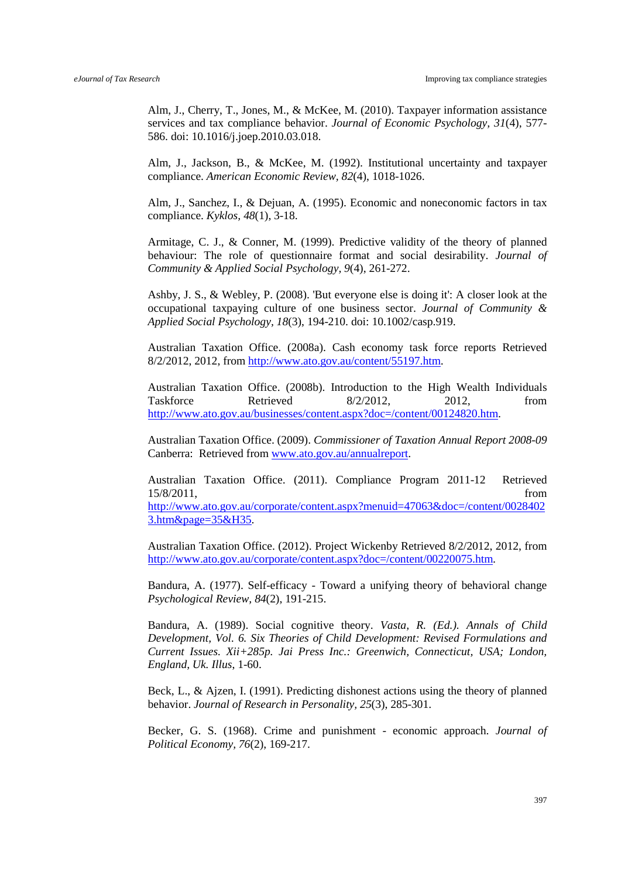Alm, J., Cherry, T., Jones, M., & McKee, M. (2010). Taxpayer information assistance services and tax compliance behavior. *Journal of Economic Psychology, 31*(4), 577-586. doi: 10.1016/j.joep.2010.03.018.

Alm, J., Jackson, B., & McKee, M. (1992). Institutional uncertainty and taxpayer compliance. *American Economic Review, 82*(4), 1018-1026.

Alm, J., Sanchez, I., & Dejuan, A. (1995). Economic and noneconomic factors in tax compliance. *Kyklos, 48*(1), 3-18.

Armitage, C. J., & Conner, M. (1999). Predictive validity of the theory of planned behaviour: The role of questionnaire format and social desirability. *Journal of Community & Applied Social Psychology, 9*(4), 261-272.

Ashby, J. S., & Webley, P. (2008). 'But everyone else is doing it': A closer look at the occupational taxpaying culture of one business sector. *Journal of Community & Applied Social Psychology, 18*(3), 194-210. doi: 10.1002/casp.919.

Australian Taxation Office. (2008a). Cash economy task force reports Retrieved 8/2/2012, 2012, from http://www.ato.gov.au/content/55197.htm.

Australian Taxation Office. (2008b). Introduction to the High Wealth Individuals Taskforce Retrieved 8/2/2012, 2012, from http://www.ato.gov.au/businesses/content.aspx?doc=/content/00124820.htm.

Australian Taxation Office. (2009). *Commissioner of Taxation Annual Report 2008-09* Canberra: Retrieved from www.ato.gov.au/annualreport.

Australian Taxation Office. (2011). Compliance Program 2011-12 Retrieved 15/8/2011, from http://www.ato.gov.au/corporate/content.aspx?menuid=47063&doc=/content/00284023.htm&page=35&H35.

Australian Taxation Office. (2012). Project Wickenby Retrieved 8/2/2012, 2012, from http://www.ato.gov.au/corporate/content.aspx?doc=/content/00220075.htm.

Bandura, A. (1977). Self-efficacy - Toward a unifying theory of behavioral change *Psychological Review, 84*(2), 191-215.

Bandura, A. (1989). Social cognitive theory. *Vasta, R. (Ed.). Annals of Child Development, Vol. 6. Six Theories of Child Development: Revised Formulations and Current Issues. Xii+285p. Jai Press Inc.: Greenwich, Connecticut, USA; London, England, Uk. Illus*, 1-60.

Beck, L., & Ajzen, I. (1991). Predicting dishonest actions using the theory of planned behavior. *Journal of Research in Personality, 25*(3), 285-301.

Becker, G. S. (1968). Crime and punishment - economic approach. *Journal of Political Economy, 76*(2), 169-217.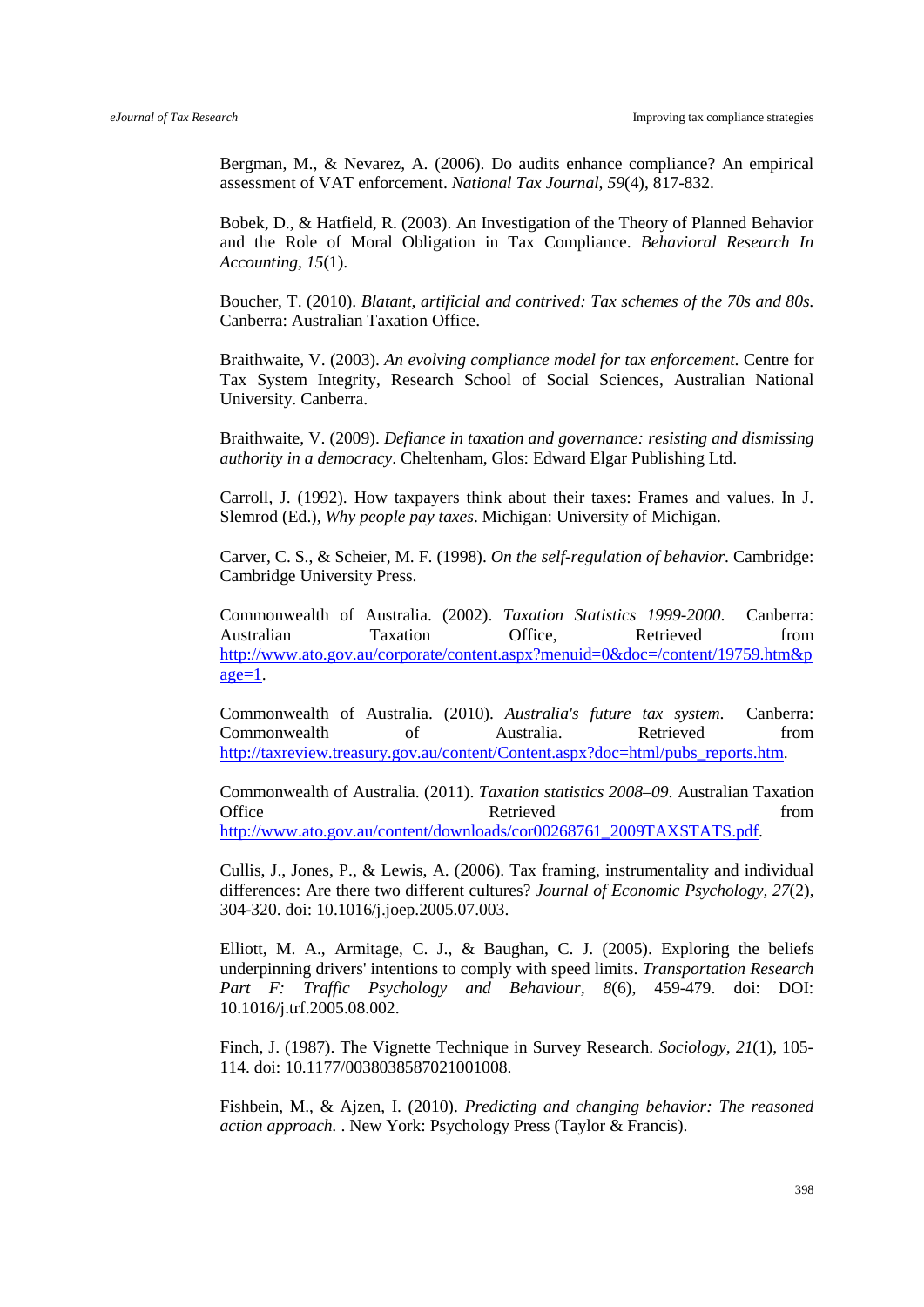Bergman, M., & Nevarez, A. (2006). Do audits enhance compliance? An empirical assessment of VAT enforcement. *National Tax Journal, 59*(4), 817-832.

Bobek, D., & Hatfield, R. (2003). An Investigation of the Theory of Planned Behavior and the Role of Moral Obligation in Tax Compliance. *Behavioral Research In Accounting, 15*(1).

Boucher, T. (2010). *Blatant, artificial and contrived: Tax schemes of the 70s and 80s.* Canberra: Australian Taxation Office.

Braithwaite, V. (2003). *An evolving compliance model for tax enforcement.* Centre for Tax System Integrity, Research School of Social Sciences, Australian National University. Canberra.

Braithwaite, V. (2009). *Defiance in taxation and governance: resisting and dismissing authority in a democracy*. Cheltenham, Glos: Edward Elgar Publishing Ltd.

Carroll, J. (1992). How taxpayers think about their taxes: Frames and values. In J. Slemrod (Ed.), *Why people pay taxes*. Michigan: University of Michigan.

Carver, C. S., & Scheier, M. F. (1998). *On the self-regulation of behavior*. Cambridge: Cambridge University Press.

Commonwealth of Australia. (2002). *Taxation Statistics 1999-2000*. Canberra: Australian Taxation Office, Retrieved from http://www.ato.gov.au/corporate/content.aspx?menuid=0&doc=/content/19759.htm&page=1.

Commonwealth of Australia. (2010). *Australia's future tax system*. Canberra: Commonwealth of Australia. Retrieved from http://taxreview.treasury.gov.au/content/Content.aspx?doc=html/pubs_reports.htm.

Commonwealth of Australia. (2011). *Taxation statistics 2008–09*. Australian Taxation Office Retrieved from http://www.ato.gov.au/content/downloads/cor00268761_2009TAXSTATS.pdf.

Cullis, J., Jones, P., & Lewis, A. (2006). Tax framing, instrumentality and individual differences: Are there two different cultures? *Journal of Economic Psychology, 27*(2), 304-320. doi: 10.1016/j.joep.2005.07.003.

Elliott, M. A., Armitage, C. J., & Baughan, C. J. (2005). Exploring the beliefs underpinning drivers' intentions to comply with speed limits. *Transportation Research Part F: Traffic Psychology and Behaviour, 8*(6), 459-479. doi: DOI: 10.1016/j.trf.2005.08.002.

Finch, J. (1987). The Vignette Technique in Survey Research. *Sociology, 21*(1), 105-114. doi: 10.1177/0038038587021001008.

Fishbein, M., & Ajzen, I. (2010). *Predicting and changing behavior: The reasoned action approach.* . New York: Psychology Press (Taylor & Francis).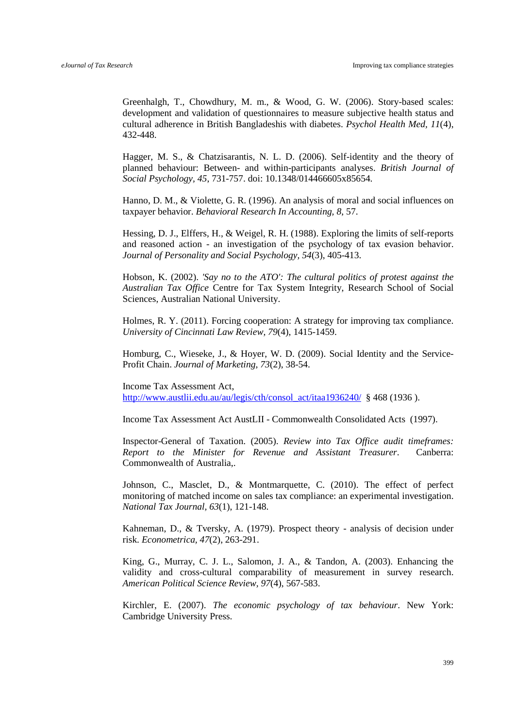Greenhalgh, T., Chowdhury, M. m., & Wood, G. W. (2006). Story-based scales: development and validation of questionnaires to measure subjective health status and cultural adherence in British Bangladeshis with diabetes. *Psychol Health Med, 11*(4), 432-448.

Hagger, M. S., & Chatzisarantis, N. L. D. (2006). Self-identity and the theory of planned behaviour: Between- and within-participants analyses. *British Journal of Social Psychology, 45*, 731-757. doi: 10.1348/014466605x85654.

Hanno, D. M., & Violette, G. R. (1996). An analysis of moral and social influences on taxpayer behavior. *Behavioral Research In Accounting, 8*, 57.

Hessing, D. J., Elffers, H., & Weigel, R. H. (1988). Exploring the limits of self-reports and reasoned action - an investigation of the psychology of tax evasion behavior. *Journal of Personality and Social Psychology, 54*(3), 405-413.

Hobson, K. (2002). *'Say no to the ATO': The cultural politics of protest against the Australian Tax Office* Centre for Tax System Integrity, Research School of Social Sciences, Australian National University.

Holmes, R. Y. (2011). Forcing cooperation: A strategy for improving tax compliance. *University of Cincinnati Law Review, 79*(4), 1415-1459.

Homburg, C., Wieseke, J., & Hoyer, W. D. (2009). Social Identity and the Service-Profit Chain. *Journal of Marketing, 73*(2), 38-54.

Income Tax Assessment Act, http://www.austlii.edu.au/au/legis/cth/consol_act/itaa1936240/ § 468 (1936 ).

Income Tax Assessment Act AustLII - Commonwealth Consolidated Acts (1997).

Inspector-General of Taxation. (2005). *Review into Tax Office audit timeframes: Report to the Minister for Revenue and Assistant Treasurer*. Canberra: Commonwealth of Australia,.

Johnson, C., Masclet, D., & Montmarquette, C. (2010). The effect of perfect monitoring of matched income on sales tax compliance: an experimental investigation. *National Tax Journal, 63*(1), 121-148.

Kahneman, D., & Tversky, A. (1979). Prospect theory - analysis of decision under risk. *Econometrica, 47*(2), 263-291.

King, G., Murray, C. J. L., Salomon, J. A., & Tandon, A. (2003). Enhancing the validity and cross-cultural comparability of measurement in survey research. *American Political Science Review, 97*(4), 567-583.

Kirchler, E. (2007). *The economic psychology of tax behaviour*. New York: Cambridge University Press.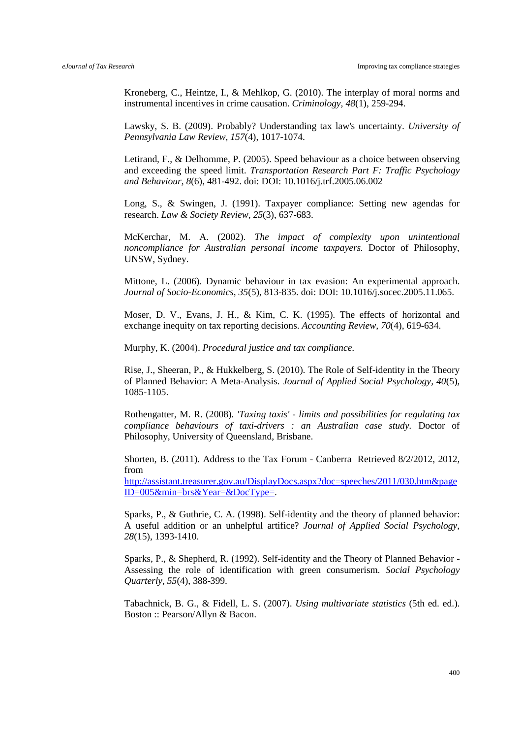Kroneberg, C., Heintze, I., & Mehlkop, G. (2010). The interplay of moral norms and instrumental incentives in crime causation. *Criminology, 48*(1), 259-294.

Lawsky, S. B. (2009). Probably? Understanding tax law's uncertainty. *University of Pennsylvania Law Review, 157*(4), 1017-1074.

Letirand, F., & Delhomme, P. (2005). Speed behaviour as a choice between observing and exceeding the speed limit. *Transportation Research Part F: Traffic Psychology and Behaviour, 8*(6), 481-492. doi: DOI: 10.1016/j.trf.2005.06.002

Long, S., & Swingen, J. (1991). Taxpayer compliance: Setting new agendas for research. *Law & Society Review, 25*(3), 637-683.

McKerchar, M. A. (2002). *The impact of complexity upon unintentional noncompliance for Australian personal income taxpayers.* Doctor of Philosophy, UNSW, Sydney.

Mittone, L. (2006). Dynamic behaviour in tax evasion: An experimental approach. *Journal of Socio-Economics, 35*(5), 813-835. doi: DOI: 10.1016/j.socec.2005.11.065.

Moser, D. V., Evans, J. H., & Kim, C. K. (1995). The effects of horizontal and exchange inequity on tax reporting decisions. *Accounting Review, 70*(4), 619-634.

Murphy, K. (2004). *Procedural justice and tax compliance.*

Rise, J., Sheeran, P., & Hukkelberg, S. (2010). The Role of Self-identity in the Theory of Planned Behavior: A Meta-Analysis. *Journal of Applied Social Psychology, 40*(5), 1085-1105.

Rothengatter, M. R. (2008). *'Taxing taxis' - limits and possibilities for regulating tax compliance behaviours of taxi-drivers : an Australian case study.* Doctor of Philosophy, University of Queensland, Brisbane.

Shorten, B. (2011). Address to the Tax Forum - Canberra Retrieved 8/2/2012, 2012, from http://assistant.treasurer.gov.au/DisplayDocs.aspx?doc=speeches/2011/030.htm&pageID=005&min=brs&Year=&DocType=.

Sparks, P., & Guthrie, C. A. (1998). Self-identity and the theory of planned behavior: A useful addition or an unhelpful artifice? *Journal of Applied Social Psychology, 28*(15), 1393-1410.

Sparks, P., & Shepherd, R. (1992). Self-identity and the Theory of Planned Behavior - Assessing the role of identification with green consumerism. *Social Psychology Quarterly, 55*(4), 388-399.

Tabachnick, B. G., & Fidell, L. S. (2007). *Using multivariate statistics* (5th ed. ed.). Boston :: Pearson/Allyn & Bacon.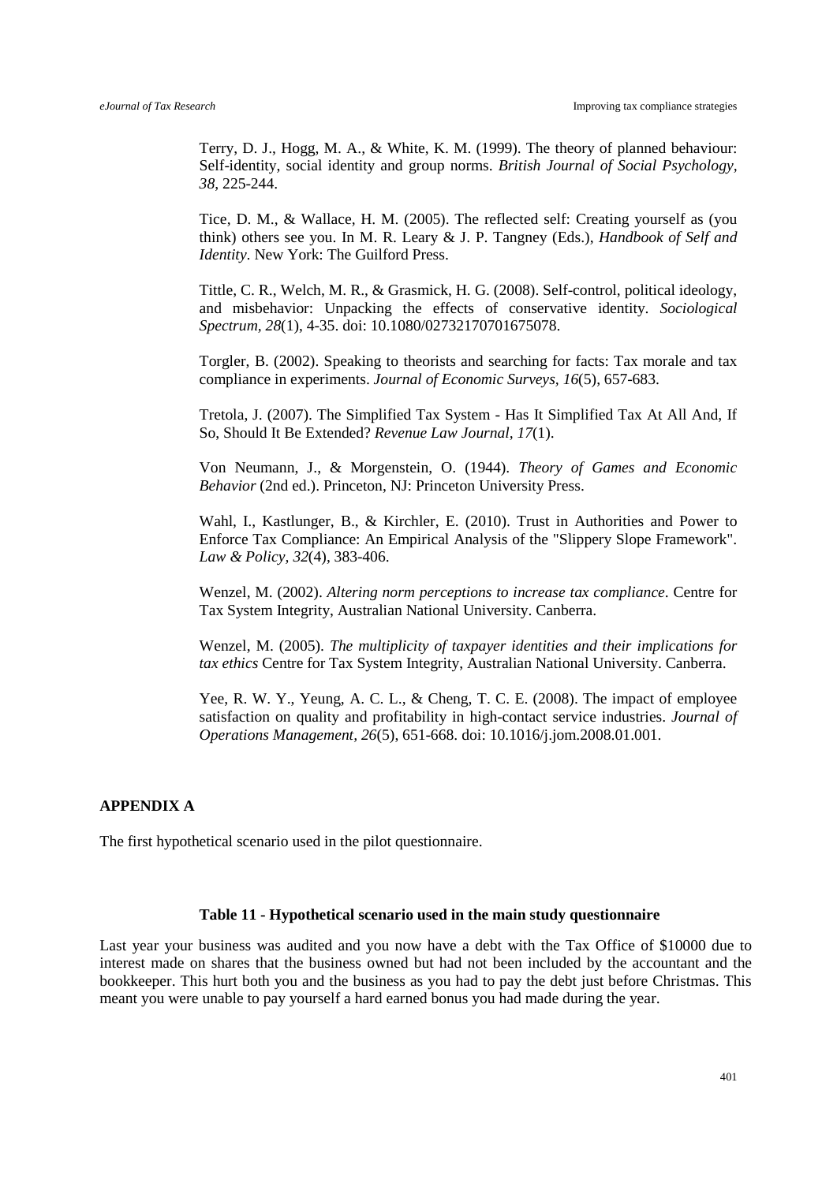Terry, D. J., Hogg, M. A., & White, K. M. (1999). The theory of planned behaviour: Self-identity, social identity and group norms. *British Journal of Social Psychology, 38*, 225-244.

Tice, D. M., & Wallace, H. M. (2005). The reflected self: Creating yourself as (you think) others see you. In M. R. Leary & J. P. Tangney (Eds.), *Handbook of Self and Identity*. New York: The Guilford Press.

Tittle, C. R., Welch, M. R., & Grasmick, H. G. (2008). Self-control, political ideology, and misbehavior: Unpacking the effects of conservative identity. *Sociological Spectrum, 28*(1), 4-35. doi: 10.1080/02732170701675078.

Torgler, B. (2002). Speaking to theorists and searching for facts: Tax morale and tax compliance in experiments. *Journal of Economic Surveys, 16*(5), 657-683.

Tretola, J. (2007). The Simplified Tax System - Has It Simplified Tax At All And, If So, Should It Be Extended? *Revenue Law Journal, 17*(1).

Von Neumann, J., & Morgenstein, O. (1944). *Theory of Games and Economic Behavior* (2nd ed.). Princeton, NJ: Princeton University Press.

Wahl, I., Kastlunger, B., & Kirchler, E. (2010). Trust in Authorities and Power to Enforce Tax Compliance: An Empirical Analysis of the "Slippery Slope Framework". *Law & Policy, 32*(4), 383-406.

Wenzel, M. (2002). *Altering norm perceptions to increase tax compliance*. Centre for Tax System Integrity, Australian National University. Canberra.

Wenzel, M. (2005). *The multiplicity of taxpayer identities and their implications for tax ethics* Centre for Tax System Integrity, Australian National University. Canberra.

Yee, R. W. Y., Yeung, A. C. L., & Cheng, T. C. E. (2008). The impact of employee satisfaction on quality and profitability in high-contact service industries. *Journal of Operations Management, 26*(5), 651-668. doi: 10.1016/j.jom.2008.01.001.

## APPENDIX A

The first hypothetical scenario used in the pilot questionnaire.

**Table 11 - Hypothetical scenario used in the main study questionnaire**

Last year your business was audited and you now have a debt with the Tax Office of $10000 due to interest made on shares that the business owned but had not been included by the accountant and the bookkeeper. This hurt both you and the business as you had to pay the debt just before Christmas. This meant you were unable to pay yourself a hard earned bonus you had made during the year.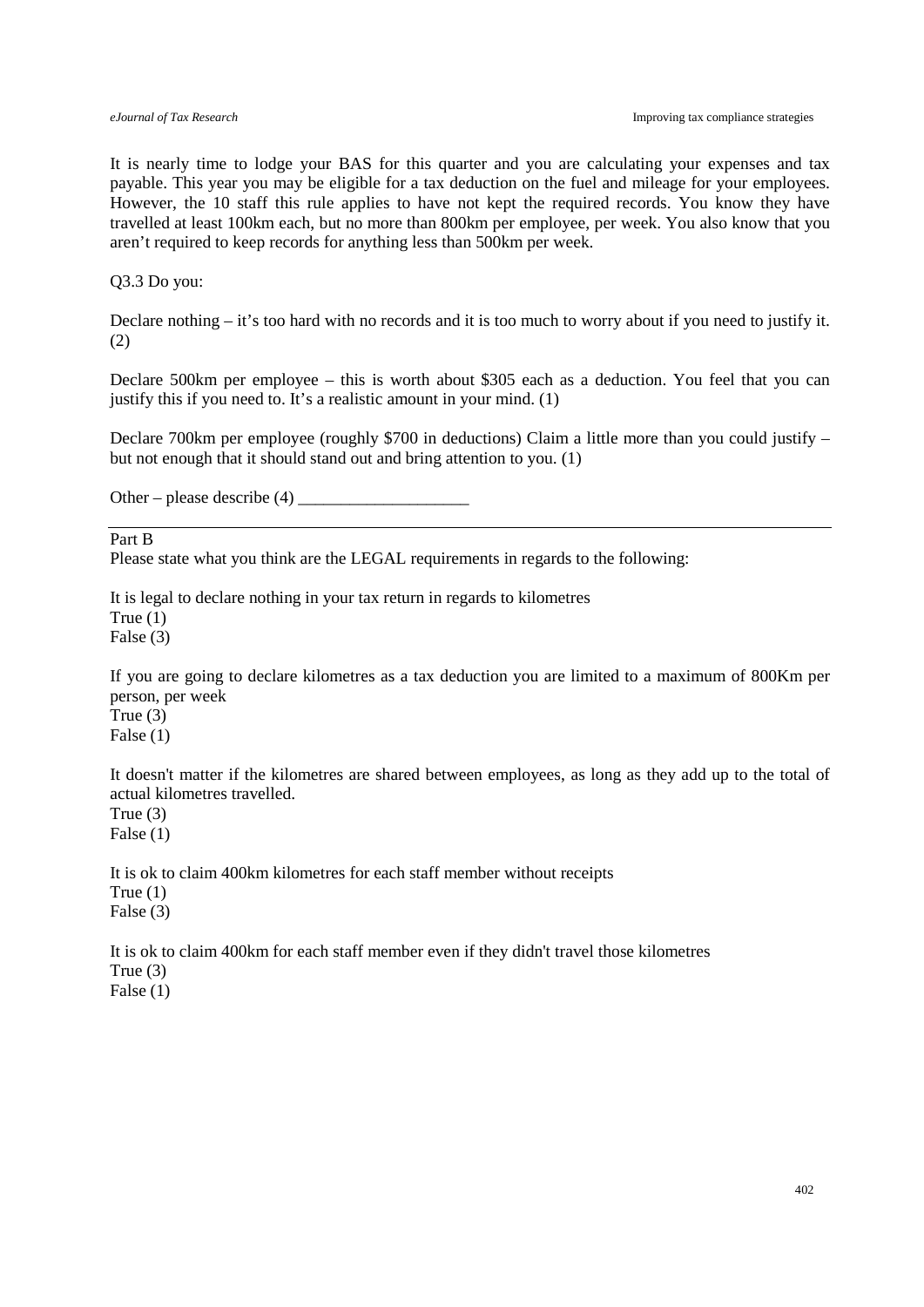It is nearly time to lodge your BAS for this quarter and you are calculating your expenses and tax payable. This year you may be eligible for a tax deduction on the fuel and mileage for your employees. However, the 10 staff this rule applies to have not kept the required records. You know they have travelled at least 100km each, but no more than 800km per employee, per week. You also know that you aren't required to keep records for anything less than 500km per week.

Q3.3 Do you:

Declare nothing – it's too hard with no records and it is too much to worry about if you need to justify it. (2)

Declare 500km per employee – this is worth about $305 each as a deduction. You feel that you can justify this if you need to. It's a realistic amount in your mind. (1)

Declare 700km per employee (roughly $700 in deductions) Claim a little more than you could justify – but not enough that it should stand out and bring attention to you. (1)

Other – please describe (4) ____________________

---

Part B

Please state what you think are the LEGAL requirements in regards to the following:

It is legal to declare nothing in your tax return in regards to kilometres
True (1)
False (3)

If you are going to declare kilometres as a tax deduction you are limited to a maximum of 800Km per person, per week
True (3)
False (1)

It doesn't matter if the kilometres are shared between employees, as long as they add up to the total of actual kilometres travelled.
True (3)
False (1)

It is ok to claim 400km kilometres for each staff member without receipts
True (1)
False (3)

It is ok to claim 400km for each staff member even if they didn't travel those kilometres
True (3)
False (1)